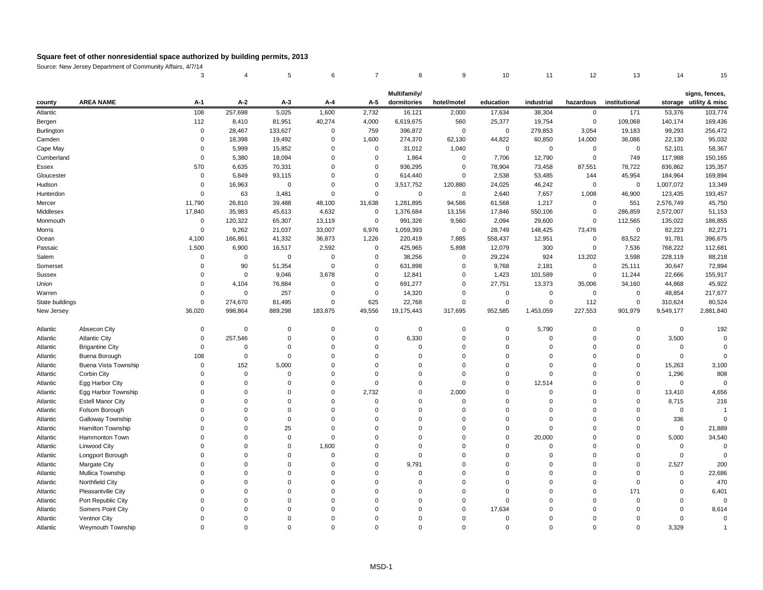# Square feet of other nonresidential space authorized by building permits, 2013

Source: New Jersey Department of Community Affairs, 4/7/14

| | | 3 | 4 | 5 | 6 | 7 | 8 | 9 | 10 | 11 | 12 | 13 | 14 | 15 |
|---|---|---|---|---|---|---|---|---|---|---|---|---|---|---|
| county | AREA NAME | A-1 | A-2 | A-3 | A-4 | A-5 | Multifamily/ dormitories | hotel/motel | education | industrial | hazardous | institutional | storage | signs, fences, utility & misc |
| Atlantic | | 108 | 257,698 | 5,025 | 1,600 | 2,732 | 16,121 | 2,000 | 17,634 | 38,304 | 0 | 171 | 53,376 | 103,774 |
| Bergen | | 112 | 8,410 | 81,951 | 40,274 | 4,000 | 6,619,675 | 560 | 25,377 | 19,754 | 0 | 109,068 | 140,174 | 169,436 |
| Burlington | | 0 | 28,467 | 133,627 | 0 | 759 | 396,872 | 0 | 0 | 279,853 | 3,054 | 19,183 | 99,293 | 256,472 |
| Camden | | 0 | 18,398 | 19,492 | 0 | 1,600 | 274,370 | 62,130 | 44,822 | 60,850 | 14,000 | 36,086 | 22,130 | 95,032 |
| Cape May | | 0 | 5,999 | 15,852 | 0 | 0 | 31,012 | 1,040 | 0 | 0 | 0 | 0 | 52,101 | 58,367 |
| Cumberland | | 0 | 5,380 | 18,094 | 0 | 0 | 1,864 | 0 | 7,706 | 12,790 | 0 | 749 | 117,988 | 150,165 |
| Essex | | 570 | 6,635 | 70,331 | 0 | 0 | 936,295 | 0 | 78,904 | 73,458 | 87,551 | 78,722 | 836,862 | 135,357 |
| Gloucester | | 0 | 5,849 | 93,115 | 0 | 0 | 614,440 | 0 | 2,538 | 53,485 | 144 | 45,954 | 184,964 | 169,894 |
| Hudson | | 0 | 16,963 | 0 | 0 | 0 | 3,517,752 | 120,880 | 24,025 | 46,242 | 0 | 0 | 1,007,072 | 13,349 |
| Hunterdon | | 0 | 63 | 3,481 | 0 | 0 | 0 | 0 | 2,640 | 7,657 | 1,008 | 46,900 | 123,435 | 193,457 |
| Mercer | | 11,790 | 26,810 | 39,488 | 48,100 | 31,638 | 1,281,895 | 94,586 | 61,568 | 1,217 | 0 | 551 | 2,576,749 | 45,750 |
| Middlesex | | 17,840 | 35,983 | 45,613 | 4,632 | 0 | 1,376,684 | 13,156 | 17,846 | 550,106 | 0 | 286,859 | 2,572,007 | 51,153 |
| Monmouth | | 0 | 120,322 | 65,307 | 13,119 | 0 | 991,326 | 9,560 | 2,094 | 29,600 | 0 | 112,565 | 135,022 | 186,855 |
| Morris | | 0 | 9,262 | 21,037 | 33,007 | 6,976 | 1,059,393 | 0 | 28,749 | 148,425 | 73,476 | 0 | 82,223 | 82,271 |
| Ocean | | 4,100 | 166,861 | 41,332 | 36,873 | 1,226 | 220,419 | 7,885 | 558,437 | 12,951 | 0 | 83,522 | 91,781 | 396,675 |
| Passaic | | 1,500 | 6,900 | 16,517 | 2,592 | 0 | 425,965 | 5,898 | 12,079 | 300 | 0 | 7,536 | 768,222 | 112,681 |
| Salem | | 0 | 0 | 0 | 0 | 0 | 38,256 | 0 | 29,224 | 924 | 13,202 | 3,598 | 228,119 | 88,218 |
| Somerset | | 0 | 90 | 51,354 | 0 | 0 | 631,898 | 0 | 9,768 | 2,181 | 0 | 25,111 | 30,647 | 72,894 |
| Sussex | | 0 | 0 | 9,046 | 3,678 | 0 | 12,841 | 0 | 1,423 | 101,589 | 0 | 11,244 | 22,666 | 155,917 |
| Union | | 0 | 4,104 | 76,884 | 0 | 0 | 691,277 | 0 | 27,751 | 13,373 | 35,006 | 34,160 | 44,868 | 45,922 |
| Warren | | 0 | 0 | 257 | 0 | 0 | 14,320 | 0 | 0 | 0 | 0 | 0 | 48,854 | 217,677 |
| State buildings | | 0 | 274,670 | 81,495 | 0 | 625 | 22,768 | 0 | 0 | 0 | 112 | 0 | 310,624 | 80,524 |
| New Jersey | | 36,020 | 998,864 | 889,298 | 183,875 | 49,556 | 19,175,443 | 317,695 | 952,585 | 1,453,059 | 227,553 | 901,979 | 9,549,177 | 2,881,840 |
| | | | | | | | | | | | | | | |
| Atlantic | Absecon City | 0 | 0 | 0 | 0 | 0 | 0 | 0 | 0 | 5,790 | 0 | 0 | 0 | 192 |
| Atlantic | Atlantic City | 0 | 257,546 | 0 | 0 | 0 | 6,330 | 0 | 0 | 0 | 0 | 0 | 3,500 | 0 |
| Atlantic | Brigantine City | 0 | 0 | 0 | 0 | 0 | 0 | 0 | 0 | 0 | 0 | 0 | 0 | 0 |
| Atlantic | Buena Borough | 108 | 0 | 0 | 0 | 0 | 0 | 0 | 0 | 0 | 0 | 0 | 0 | 0 |
| Atlantic | Buena Vista Township | 0 | 152 | 5,000 | 0 | 0 | 0 | 0 | 0 | 0 | 0 | 0 | 15,263 | 3,100 |
| Atlantic | Corbin City | 0 | 0 | 0 | 0 | 0 | 0 | 0 | 0 | 0 | 0 | 0 | 1,296 | 808 |
| Atlantic | Egg Harbor City | 0 | 0 | 0 | 0 | 0 | 0 | 0 | 0 | 12,514 | 0 | 0 | 0 | 0 |
| Atlantic | Egg Harbor Township | 0 | 0 | 0 | 0 | 2,732 | 0 | 2,000 | 0 | 0 | 0 | 0 | 13,410 | 4,656 |
| Atlantic | Estell Manor City | 0 | 0 | 0 | 0 | 0 | 0 | 0 | 0 | 0 | 0 | 0 | 8,715 | 216 |
| Atlantic | Folsom Borough | 0 | 0 | 0 | 0 | 0 | 0 | 0 | 0 | 0 | 0 | 0 | 0 | 1 |
| Atlantic | Galloway Township | 0 | 0 | 0 | 0 | 0 | 0 | 0 | 0 | 0 | 0 | 0 | 336 | 0 |
| Atlantic | Hamilton Township | 0 | 0 | 25 | 0 | 0 | 0 | 0 | 0 | 0 | 0 | 0 | 0 | 21,889 |
| Atlantic | Hammonton Town | 0 | 0 | 0 | 0 | 0 | 0 | 0 | 0 | 20,000 | 0 | 0 | 5,000 | 34,540 |
| Atlantic | Linwood City | 0 | 0 | 0 | 1,600 | 0 | 0 | 0 | 0 | 0 | 0 | 0 | 0 | 0 |
| Atlantic | Longport Borough | 0 | 0 | 0 | 0 | 0 | 0 | 0 | 0 | 0 | 0 | 0 | 0 | 0 |
| Atlantic | Margate City | 0 | 0 | 0 | 0 | 0 | 9,791 | 0 | 0 | 0 | 0 | 0 | 2,527 | 200 |
| Atlantic | Mullica Township | 0 | 0 | 0 | 0 | 0 | 0 | 0 | 0 | 0 | 0 | 0 | 0 | 22,686 |
| Atlantic | Northfield City | 0 | 0 | 0 | 0 | 0 | 0 | 0 | 0 | 0 | 0 | 0 | 0 | 470 |
| Atlantic | Pleasantville City | 0 | 0 | 0 | 0 | 0 | 0 | 0 | 0 | 0 | 0 | 171 | 0 | 6,401 |
| Atlantic | Port Republic City | 0 | 0 | 0 | 0 | 0 | 0 | 0 | 0 | 0 | 0 | 0 | 0 | 0 |
| Atlantic | Somers Point City | 0 | 0 | 0 | 0 | 0 | 0 | 0 | 17,634 | 0 | 0 | 0 | 0 | 8,614 |
| Atlantic | Ventnor City | 0 | 0 | 0 | 0 | 0 | 0 | 0 | 0 | 0 | 0 | 0 | 0 | 0 |
| Atlantic | Weymouth Township | 0 | 0 | 0 | 0 | 0 | 0 | 0 | 0 | 0 | 0 | 0 | 3,329 | 1 |

MSD-1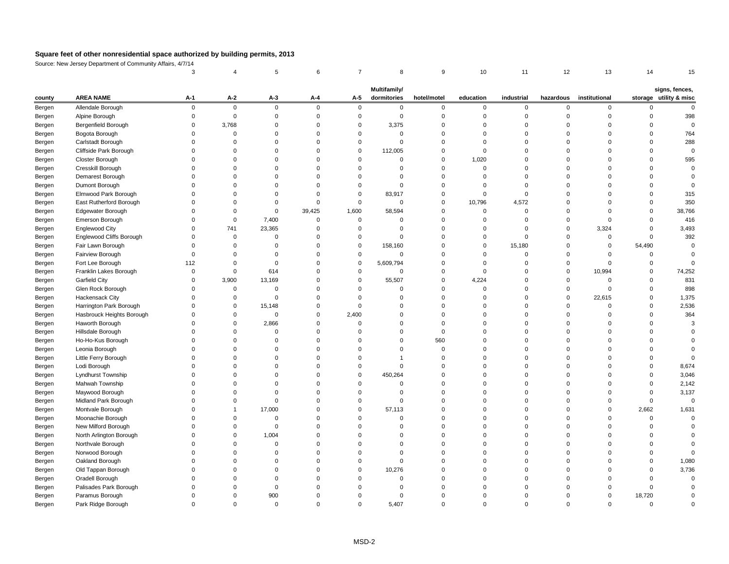# Square feet of other nonresidential space authorized by building permits, 2013

Source: New Jersey Department of Community Affairs, 4/7/14

| | | 3 | 4 | 5 | 6 | 7 | 8 | 9 | 10 | 11 | 12 | 13 | 14 | 15 |
|---|---|---|---|---|---|---|---|---|---|---|---|---|---|---|
| county | AREA NAME | A-1 | A-2 | A-3 | A-4 | A-5 | Multifamily/ dormitories | hotel/motel | education | industrial | hazardous | institutional | storage | signs, fences, utility & misc |
| Bergen | Allendale Borough | 0 | 0 | 0 | 0 | 0 | 0 | 0 | 0 | 0 | 0 | 0 | 0 | 0 |
| Bergen | Alpine Borough | 0 | 0 | 0 | 0 | 0 | 0 | 0 | 0 | 0 | 0 | 0 | 0 | 398 |
| Bergen | Bergenfield Borough | 0 | 3,768 | 0 | 0 | 0 | 3,375 | 0 | 0 | 0 | 0 | 0 | 0 | 0 |
| Bergen | Bogota Borough | 0 | 0 | 0 | 0 | 0 | 0 | 0 | 0 | 0 | 0 | 0 | 0 | 764 |
| Bergen | Carlstadt Borough | 0 | 0 | 0 | 0 | 0 | 0 | 0 | 0 | 0 | 0 | 0 | 0 | 288 |
| Bergen | Cliffside Park Borough | 0 | 0 | 0 | 0 | 0 | 112,005 | 0 | 0 | 0 | 0 | 0 | 0 | 0 |
| Bergen | Closter Borough | 0 | 0 | 0 | 0 | 0 | 0 | 0 | 1,020 | 0 | 0 | 0 | 0 | 595 |
| Bergen | Cresskill Borough | 0 | 0 | 0 | 0 | 0 | 0 | 0 | 0 | 0 | 0 | 0 | 0 | 0 |
| Bergen | Demarest Borough | 0 | 0 | 0 | 0 | 0 | 0 | 0 | 0 | 0 | 0 | 0 | 0 | 0 |
| Bergen | Dumont Borough | 0 | 0 | 0 | 0 | 0 | 0 | 0 | 0 | 0 | 0 | 0 | 0 | 0 |
| Bergen | Elmwood Park Borough | 0 | 0 | 0 | 0 | 0 | 83,917 | 0 | 0 | 0 | 0 | 0 | 0 | 315 |
| Bergen | East Rutherford Borough | 0 | 0 | 0 | 0 | 0 | 0 | 0 | 10,796 | 4,572 | 0 | 0 | 0 | 350 |
| Bergen | Edgewater Borough | 0 | 0 | 0 | 39,425 | 1,600 | 58,594 | 0 | 0 | 0 | 0 | 0 | 0 | 38,766 |
| Bergen | Emerson Borough | 0 | 0 | 7,400 | 0 | 0 | 0 | 0 | 0 | 0 | 0 | 0 | 0 | 416 |
| Bergen | Englewood City | 0 | 741 | 23,365 | 0 | 0 | 0 | 0 | 0 | 0 | 0 | 3,324 | 0 | 3,493 |
| Bergen | Englewood Cliffs Borough | 0 | 0 | 0 | 0 | 0 | 0 | 0 | 0 | 0 | 0 | 0 | 0 | 392 |
| Bergen | Fair Lawn Borough | 0 | 0 | 0 | 0 | 0 | 158,160 | 0 | 0 | 15,180 | 0 | 0 | 54,490 | 0 |
| Bergen | Fairview Borough | 0 | 0 | 0 | 0 | 0 | 0 | 0 | 0 | 0 | 0 | 0 | 0 | 0 |
| Bergen | Fort Lee Borough | 112 | 0 | 0 | 0 | 0 | 5,609,794 | 0 | 0 | 0 | 0 | 0 | 0 | 0 |
| Bergen | Franklin Lakes Borough | 0 | 0 | 614 | 0 | 0 | 0 | 0 | 0 | 0 | 0 | 10,994 | 0 | 74,252 |
| Bergen | Garfield City | 0 | 3,900 | 13,169 | 0 | 0 | 55,507 | 0 | 4,224 | 0 | 0 | 0 | 0 | 831 |
| Bergen | Glen Rock Borough | 0 | 0 | 0 | 0 | 0 | 0 | 0 | 0 | 0 | 0 | 0 | 0 | 898 |
| Bergen | Hackensack City | 0 | 0 | 0 | 0 | 0 | 0 | 0 | 0 | 0 | 0 | 22,615 | 0 | 1,375 |
| Bergen | Harrington Park Borough | 0 | 0 | 15,148 | 0 | 0 | 0 | 0 | 0 | 0 | 0 | 0 | 0 | 2,536 |
| Bergen | Hasbrouck Heights Borough | 0 | 0 | 0 | 0 | 2,400 | 0 | 0 | 0 | 0 | 0 | 0 | 0 | 364 |
| Bergen | Haworth Borough | 0 | 0 | 2,866 | 0 | 0 | 0 | 0 | 0 | 0 | 0 | 0 | 0 | 3 |
| Bergen | Hillsdale Borough | 0 | 0 | 0 | 0 | 0 | 0 | 0 | 0 | 0 | 0 | 0 | 0 | 0 |
| Bergen | Ho-Ho-Kus Borough | 0 | 0 | 0 | 0 | 0 | 0 | 560 | 0 | 0 | 0 | 0 | 0 | 0 |
| Bergen | Leonia Borough | 0 | 0 | 0 | 0 | 0 | 0 | 0 | 0 | 0 | 0 | 0 | 0 | 0 |
| Bergen | Little Ferry Borough | 0 | 0 | 0 | 0 | 0 | 1 | 0 | 0 | 0 | 0 | 0 | 0 | 0 |
| Bergen | Lodi Borough | 0 | 0 | 0 | 0 | 0 | 0 | 0 | 0 | 0 | 0 | 0 | 0 | 8,674 |
| Bergen | Lyndhurst Township | 0 | 0 | 0 | 0 | 0 | 450,264 | 0 | 0 | 0 | 0 | 0 | 0 | 3,046 |
| Bergen | Mahwah Township | 0 | 0 | 0 | 0 | 0 | 0 | 0 | 0 | 0 | 0 | 0 | 0 | 2,142 |
| Bergen | Maywood Borough | 0 | 0 | 0 | 0 | 0 | 0 | 0 | 0 | 0 | 0 | 0 | 0 | 3,137 |
| Bergen | Midland Park Borough | 0 | 0 | 0 | 0 | 0 | 0 | 0 | 0 | 0 | 0 | 0 | 0 | 0 |
| Bergen | Montvale Borough | 0 | 1 | 17,000 | 0 | 0 | 57,113 | 0 | 0 | 0 | 0 | 0 | 2,662 | 1,631 |
| Bergen | Moonachie Borough | 0 | 0 | 0 | 0 | 0 | 0 | 0 | 0 | 0 | 0 | 0 | 0 | 0 |
| Bergen | New Milford Borough | 0 | 0 | 0 | 0 | 0 | 0 | 0 | 0 | 0 | 0 | 0 | 0 | 0 |
| Bergen | North Arlington Borough | 0 | 0 | 1,004 | 0 | 0 | 0 | 0 | 0 | 0 | 0 | 0 | 0 | 0 |
| Bergen | Northvale Borough | 0 | 0 | 0 | 0 | 0 | 0 | 0 | 0 | 0 | 0 | 0 | 0 | 0 |
| Bergen | Norwood Borough | 0 | 0 | 0 | 0 | 0 | 0 | 0 | 0 | 0 | 0 | 0 | 0 | 0 |
| Bergen | Oakland Borough | 0 | 0 | 0 | 0 | 0 | 0 | 0 | 0 | 0 | 0 | 0 | 0 | 1,080 |
| Bergen | Old Tappan Borough | 0 | 0 | 0 | 0 | 0 | 10,276 | 0 | 0 | 0 | 0 | 0 | 0 | 3,736 |
| Bergen | Oradell Borough | 0 | 0 | 0 | 0 | 0 | 0 | 0 | 0 | 0 | 0 | 0 | 0 | 0 |
| Bergen | Palisades Park Borough | 0 | 0 | 0 | 0 | 0 | 0 | 0 | 0 | 0 | 0 | 0 | 0 | 0 |
| Bergen | Paramus Borough | 0 | 0 | 900 | 0 | 0 | 0 | 0 | 0 | 0 | 0 | 0 | 18,720 | 0 |
| Bergen | Park Ridge Borough | 0 | 0 | 0 | 0 | 0 | 5,407 | 0 | 0 | 0 | 0 | 0 | 0 | 0 |

MSD-2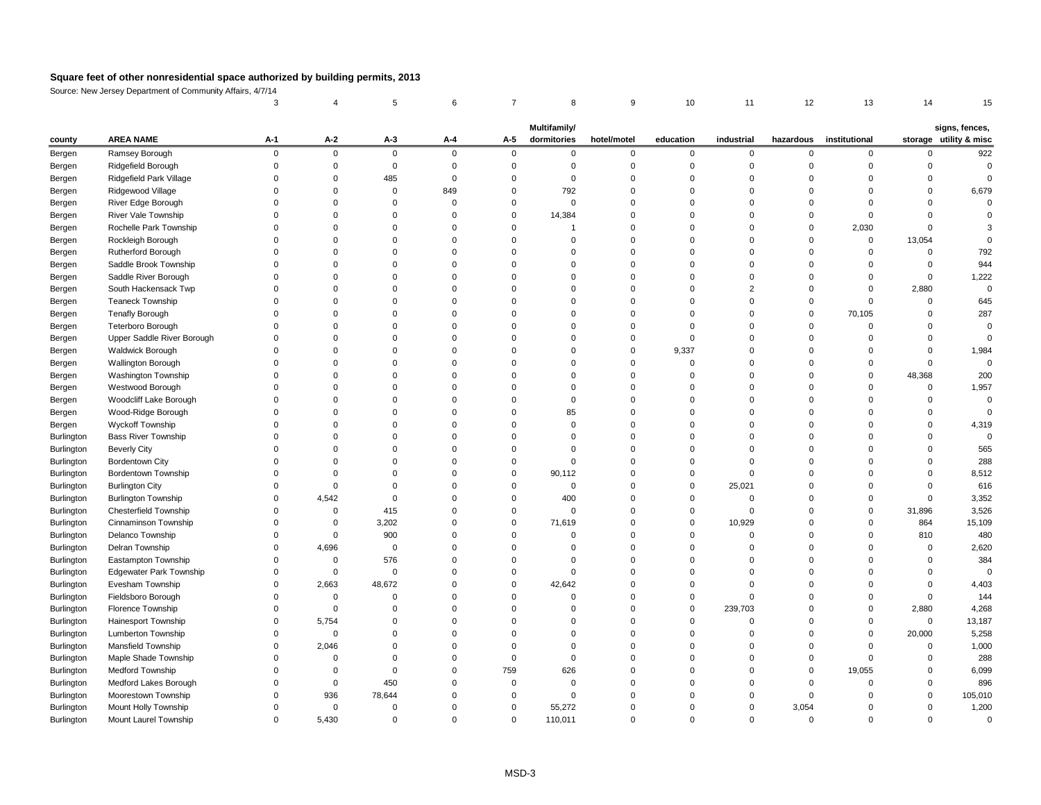**Square feet of other nonresidential space authorized by building permits, 2013**

Source: New Jersey Department of Community Affairs, 4/7/14

| | | 3 | 4 | 5 | 6 | 7 | 8 | 9 | 10 | 11 | 12 | 13 | 14 | 15 |
|---|---|---|---|---|---|---|---|---|---|---|---|---|---|---|
| county | AREA NAME | A-1 | A-2 | A-3 | A-4 | A-5 | Multifamily/ dormitories | hotel/motel | education | industrial | hazardous | institutional | storage | signs, fences, utility & misc |
| Bergen | Ramsey Borough | 0 | 0 | 0 | 0 | 0 | 0 | 0 | 0 | 0 | 0 | 0 | 0 | 922 |
| Bergen | Ridgefield Borough | 0 | 0 | 0 | 0 | 0 | 0 | 0 | 0 | 0 | 0 | 0 | 0 | 0 |
| Bergen | Ridgefield Park Village | 0 | 0 | 485 | 0 | 0 | 0 | 0 | 0 | 0 | 0 | 0 | 0 | 0 |
| Bergen | Ridgewood Village | 0 | 0 | 0 | 849 | 0 | 792 | 0 | 0 | 0 | 0 | 0 | 0 | 6,679 |
| Bergen | River Edge Borough | 0 | 0 | 0 | 0 | 0 | 0 | 0 | 0 | 0 | 0 | 0 | 0 | 0 |
| Bergen | River Vale Township | 0 | 0 | 0 | 0 | 0 | 14,384 | 0 | 0 | 0 | 0 | 0 | 0 | 0 |
| Bergen | Rochelle Park Township | 0 | 0 | 0 | 0 | 0 | 1 | 0 | 0 | 0 | 0 | 2,030 | 0 | 3 |
| Bergen | Rockleigh Borough | 0 | 0 | 0 | 0 | 0 | 0 | 0 | 0 | 0 | 0 | 0 | 13,054 | 0 |
| Bergen | Rutherford Borough | 0 | 0 | 0 | 0 | 0 | 0 | 0 | 0 | 0 | 0 | 0 | 0 | 792 |
| Bergen | Saddle Brook Township | 0 | 0 | 0 | 0 | 0 | 0 | 0 | 0 | 0 | 0 | 0 | 0 | 944 |
| Bergen | Saddle River Borough | 0 | 0 | 0 | 0 | 0 | 0 | 0 | 0 | 0 | 0 | 0 | 0 | 1,222 |
| Bergen | South Hackensack Twp | 0 | 0 | 0 | 0 | 0 | 0 | 0 | 0 | 2 | 0 | 0 | 2,880 | 0 |
| Bergen | Teaneck Township | 0 | 0 | 0 | 0 | 0 | 0 | 0 | 0 | 0 | 0 | 0 | 0 | 645 |
| Bergen | Tenafly Borough | 0 | 0 | 0 | 0 | 0 | 0 | 0 | 0 | 0 | 0 | 70,105 | 0 | 287 |
| Bergen | Teterboro Borough | 0 | 0 | 0 | 0 | 0 | 0 | 0 | 0 | 0 | 0 | 0 | 0 | 0 |
| Bergen | Upper Saddle River Borough | 0 | 0 | 0 | 0 | 0 | 0 | 0 | 0 | 0 | 0 | 0 | 0 | 0 |
| Bergen | Waldwick Borough | 0 | 0 | 0 | 0 | 0 | 0 | 0 | 9,337 | 0 | 0 | 0 | 0 | 1,984 |
| Bergen | Wallington Borough | 0 | 0 | 0 | 0 | 0 | 0 | 0 | 0 | 0 | 0 | 0 | 0 | 0 |
| Bergen | Washington Township | 0 | 0 | 0 | 0 | 0 | 0 | 0 | 0 | 0 | 0 | 0 | 48,368 | 200 |
| Bergen | Westwood Borough | 0 | 0 | 0 | 0 | 0 | 0 | 0 | 0 | 0 | 0 | 0 | 0 | 1,957 |
| Bergen | Woodcliff Lake Borough | 0 | 0 | 0 | 0 | 0 | 0 | 0 | 0 | 0 | 0 | 0 | 0 | 0 |
| Bergen | Wood-Ridge Borough | 0 | 0 | 0 | 0 | 0 | 85 | 0 | 0 | 0 | 0 | 0 | 0 | 0 |
| Bergen | Wyckoff Township | 0 | 0 | 0 | 0 | 0 | 0 | 0 | 0 | 0 | 0 | 0 | 0 | 4,319 |
| Burlington | Bass River Township | 0 | 0 | 0 | 0 | 0 | 0 | 0 | 0 | 0 | 0 | 0 | 0 | 0 |
| Burlington | Beverly City | 0 | 0 | 0 | 0 | 0 | 0 | 0 | 0 | 0 | 0 | 0 | 0 | 565 |
| Burlington | Bordentown City | 0 | 0 | 0 | 0 | 0 | 0 | 0 | 0 | 0 | 0 | 0 | 0 | 288 |
| Burlington | Bordentown Township | 0 | 0 | 0 | 0 | 0 | 90,112 | 0 | 0 | 0 | 0 | 0 | 0 | 8,512 |
| Burlington | Burlington City | 0 | 0 | 0 | 0 | 0 | 0 | 0 | 0 | 25,021 | 0 | 0 | 0 | 616 |
| Burlington | Burlington Township | 0 | 4,542 | 0 | 0 | 0 | 400 | 0 | 0 | 0 | 0 | 0 | 0 | 3,352 |
| Burlington | Chesterfield Township | 0 | 0 | 415 | 0 | 0 | 0 | 0 | 0 | 0 | 0 | 0 | 31,896 | 3,526 |
| Burlington | Cinnaminson Township | 0 | 0 | 3,202 | 0 | 0 | 71,619 | 0 | 0 | 10,929 | 0 | 0 | 864 | 15,109 |
| Burlington | Delanco Township | 0 | 0 | 900 | 0 | 0 | 0 | 0 | 0 | 0 | 0 | 0 | 810 | 480 |
| Burlington | Delran Township | 0 | 4,696 | 0 | 0 | 0 | 0 | 0 | 0 | 0 | 0 | 0 | 0 | 2,620 |
| Burlington | Eastampton Township | 0 | 0 | 576 | 0 | 0 | 0 | 0 | 0 | 0 | 0 | 0 | 0 | 384 |
| Burlington | Edgewater Park Township | 0 | 0 | 0 | 0 | 0 | 0 | 0 | 0 | 0 | 0 | 0 | 0 | 0 |
| Burlington | Evesham Township | 0 | 2,663 | 48,672 | 0 | 0 | 42,642 | 0 | 0 | 0 | 0 | 0 | 0 | 4,403 |
| Burlington | Fieldsboro Borough | 0 | 0 | 0 | 0 | 0 | 0 | 0 | 0 | 0 | 0 | 0 | 0 | 144 |
| Burlington | Florence Township | 0 | 0 | 0 | 0 | 0 | 0 | 0 | 0 | 239,703 | 0 | 0 | 2,880 | 4,268 |
| Burlington | Hainesport Township | 0 | 5,754 | 0 | 0 | 0 | 0 | 0 | 0 | 0 | 0 | 0 | 0 | 13,187 |
| Burlington | Lumberton Township | 0 | 0 | 0 | 0 | 0 | 0 | 0 | 0 | 0 | 0 | 0 | 20,000 | 5,258 |
| Burlington | Mansfield Township | 0 | 2,046 | 0 | 0 | 0 | 0 | 0 | 0 | 0 | 0 | 0 | 0 | 1,000 |
| Burlington | Maple Shade Township | 0 | 0 | 0 | 0 | 0 | 0 | 0 | 0 | 0 | 0 | 0 | 0 | 288 |
| Burlington | Medford Township | 0 | 0 | 0 | 0 | 759 | 626 | 0 | 0 | 0 | 0 | 19,055 | 0 | 6,099 |
| Burlington | Medford Lakes Borough | 0 | 0 | 450 | 0 | 0 | 0 | 0 | 0 | 0 | 0 | 0 | 0 | 896 |
| Burlington | Moorestown Township | 0 | 936 | 78,644 | 0 | 0 | 0 | 0 | 0 | 0 | 0 | 0 | 0 | 105,010 |
| Burlington | Mount Holly Township | 0 | 0 | 0 | 0 | 0 | 55,272 | 0 | 0 | 0 | 3,054 | 0 | 0 | 1,200 |
| Burlington | Mount Laurel Township | 0 | 5,430 | 0 | 0 | 0 | 110,011 | 0 | 0 | 0 | 0 | 0 | 0 | 0 |

MSD-3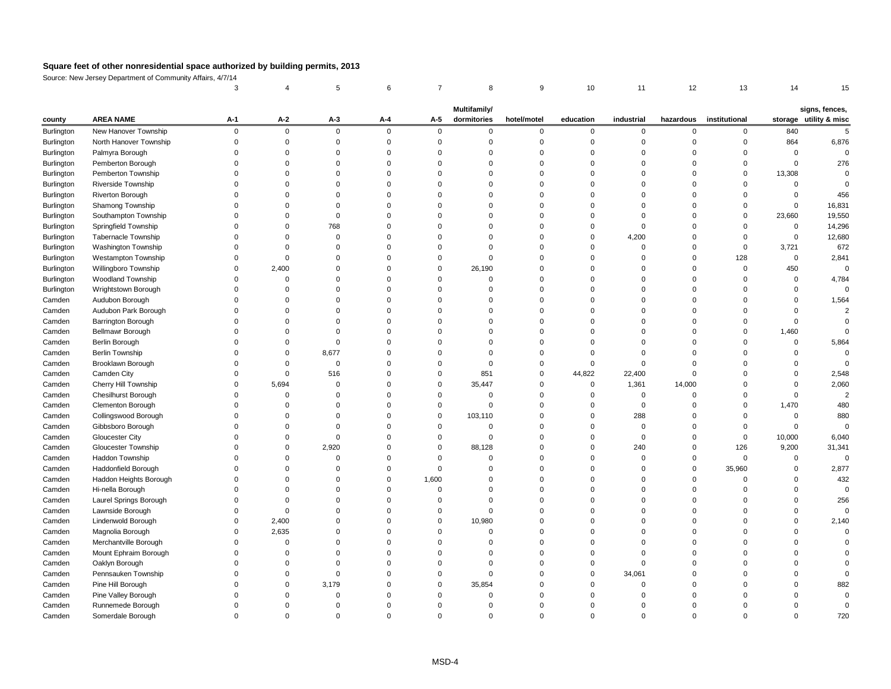# Square feet of other nonresidential space authorized by building permits, 2013

Source: New Jersey Department of Community Affairs, 4/7/14

| | | 3 | 4 | 5 | 6 | 7 | 8 | 9 | 10 | 11 | 12 | 13 | 14 | 15 |
|---|---|---|---|---|---|---|---|---|---|---|---|---|---|---|
| county | AREA NAME | A-1 | A-2 | A-3 | A-4 | A-5 | Multifamily/ dormitories | hotel/motel | education | industrial | hazardous | institutional | storage | signs, fences, utility & misc |
| Burlington | New Hanover Township | 0 | 0 | 0 | 0 | 0 | 0 | 0 | 0 | 0 | 0 | 0 | 840 | 5 |
| Burlington | North Hanover Township | 0 | 0 | 0 | 0 | 0 | 0 | 0 | 0 | 0 | 0 | 0 | 864 | 6,876 |
| Burlington | Palmyra Borough | 0 | 0 | 0 | 0 | 0 | 0 | 0 | 0 | 0 | 0 | 0 | 0 | 0 |
| Burlington | Pemberton Borough | 0 | 0 | 0 | 0 | 0 | 0 | 0 | 0 | 0 | 0 | 0 | 0 | 276 |
| Burlington | Pemberton Township | 0 | 0 | 0 | 0 | 0 | 0 | 0 | 0 | 0 | 0 | 0 | 13,308 | 0 |
| Burlington | Riverside Township | 0 | 0 | 0 | 0 | 0 | 0 | 0 | 0 | 0 | 0 | 0 | 0 | 0 |
| Burlington | Riverton Borough | 0 | 0 | 0 | 0 | 0 | 0 | 0 | 0 | 0 | 0 | 0 | 0 | 456 |
| Burlington | Shamong Township | 0 | 0 | 0 | 0 | 0 | 0 | 0 | 0 | 0 | 0 | 0 | 0 | 16,831 |
| Burlington | Southampton Township | 0 | 0 | 0 | 0 | 0 | 0 | 0 | 0 | 0 | 0 | 0 | 23,660 | 19,550 |
| Burlington | Springfield Township | 0 | 0 | 768 | 0 | 0 | 0 | 0 | 0 | 0 | 0 | 0 | 0 | 14,296 |
| Burlington | Tabernacle Township | 0 | 0 | 0 | 0 | 0 | 0 | 0 | 0 | 4,200 | 0 | 0 | 0 | 12,680 |
| Burlington | Washington Township | 0 | 0 | 0 | 0 | 0 | 0 | 0 | 0 | 0 | 0 | 0 | 3,721 | 672 |
| Burlington | Westampton Township | 0 | 0 | 0 | 0 | 0 | 0 | 0 | 0 | 0 | 0 | 128 | 0 | 2,841 |
| Burlington | Willingboro Township | 0 | 2,400 | 0 | 0 | 0 | 26,190 | 0 | 0 | 0 | 0 | 0 | 450 | 0 |
| Burlington | Woodland Township | 0 | 0 | 0 | 0 | 0 | 0 | 0 | 0 | 0 | 0 | 0 | 0 | 4,784 |
| Burlington | Wrightstown Borough | 0 | 0 | 0 | 0 | 0 | 0 | 0 | 0 | 0 | 0 | 0 | 0 | 0 |
| Camden | Audubon Borough | 0 | 0 | 0 | 0 | 0 | 0 | 0 | 0 | 0 | 0 | 0 | 0 | 1,564 |
| Camden | Audubon Park Borough | 0 | 0 | 0 | 0 | 0 | 0 | 0 | 0 | 0 | 0 | 0 | 0 | 2 |
| Camden | Barrington Borough | 0 | 0 | 0 | 0 | 0 | 0 | 0 | 0 | 0 | 0 | 0 | 0 | 0 |
| Camden | Bellmawr Borough | 0 | 0 | 0 | 0 | 0 | 0 | 0 | 0 | 0 | 0 | 0 | 1,460 | 0 |
| Camden | Berlin Borough | 0 | 0 | 0 | 0 | 0 | 0 | 0 | 0 | 0 | 0 | 0 | 0 | 5,864 |
| Camden | Berlin Township | 0 | 0 | 8,677 | 0 | 0 | 0 | 0 | 0 | 0 | 0 | 0 | 0 | 0 |
| Camden | Brooklawn Borough | 0 | 0 | 0 | 0 | 0 | 0 | 0 | 0 | 0 | 0 | 0 | 0 | 0 |
| Camden | Camden City | 0 | 0 | 516 | 0 | 0 | 851 | 0 | 44,822 | 22,400 | 0 | 0 | 0 | 2,548 |
| Camden | Cherry Hill Township | 0 | 5,694 | 0 | 0 | 0 | 35,447 | 0 | 0 | 1,361 | 14,000 | 0 | 0 | 2,060 |
| Camden | Chesilhurst Borough | 0 | 0 | 0 | 0 | 0 | 0 | 0 | 0 | 0 | 0 | 0 | 0 | 2 |
| Camden | Clementon Borough | 0 | 0 | 0 | 0 | 0 | 0 | 0 | 0 | 0 | 0 | 0 | 1,470 | 480 |
| Camden | Collingswood Borough | 0 | 0 | 0 | 0 | 0 | 103,110 | 0 | 0 | 288 | 0 | 0 | 0 | 880 |
| Camden | Gibbsboro Borough | 0 | 0 | 0 | 0 | 0 | 0 | 0 | 0 | 0 | 0 | 0 | 0 | 0 |
| Camden | Gloucester City | 0 | 0 | 0 | 0 | 0 | 0 | 0 | 0 | 0 | 0 | 0 | 10,000 | 6,040 |
| Camden | Gloucester Township | 0 | 0 | 2,920 | 0 | 0 | 88,128 | 0 | 0 | 240 | 0 | 126 | 9,200 | 31,341 |
| Camden | Haddon Township | 0 | 0 | 0 | 0 | 0 | 0 | 0 | 0 | 0 | 0 | 0 | 0 | 0 |
| Camden | Haddonfield Borough | 0 | 0 | 0 | 0 | 0 | 0 | 0 | 0 | 0 | 0 | 35,960 | 0 | 2,877 |
| Camden | Haddon Heights Borough | 0 | 0 | 0 | 0 | 1,600 | 0 | 0 | 0 | 0 | 0 | 0 | 0 | 432 |
| Camden | Hi-nella Borough | 0 | 0 | 0 | 0 | 0 | 0 | 0 | 0 | 0 | 0 | 0 | 0 | 0 |
| Camden | Laurel Springs Borough | 0 | 0 | 0 | 0 | 0 | 0 | 0 | 0 | 0 | 0 | 0 | 0 | 256 |
| Camden | Lawnside Borough | 0 | 0 | 0 | 0 | 0 | 0 | 0 | 0 | 0 | 0 | 0 | 0 | 0 |
| Camden | Lindenwold Borough | 0 | 2,400 | 0 | 0 | 0 | 10,980 | 0 | 0 | 0 | 0 | 0 | 0 | 2,140 |
| Camden | Magnolia Borough | 0 | 2,635 | 0 | 0 | 0 | 0 | 0 | 0 | 0 | 0 | 0 | 0 | 0 |
| Camden | Merchantville Borough | 0 | 0 | 0 | 0 | 0 | 0 | 0 | 0 | 0 | 0 | 0 | 0 | 0 |
| Camden | Mount Ephraim Borough | 0 | 0 | 0 | 0 | 0 | 0 | 0 | 0 | 0 | 0 | 0 | 0 | 0 |
| Camden | Oaklyn Borough | 0 | 0 | 0 | 0 | 0 | 0 | 0 | 0 | 0 | 0 | 0 | 0 | 0 |
| Camden | Pennsauken Township | 0 | 0 | 0 | 0 | 0 | 0 | 0 | 0 | 34,061 | 0 | 0 | 0 | 0 |
| Camden | Pine Hill Borough | 0 | 0 | 3,179 | 0 | 0 | 35,854 | 0 | 0 | 0 | 0 | 0 | 0 | 882 |
| Camden | Pine Valley Borough | 0 | 0 | 0 | 0 | 0 | 0 | 0 | 0 | 0 | 0 | 0 | 0 | 0 |
| Camden | Runnemede Borough | 0 | 0 | 0 | 0 | 0 | 0 | 0 | 0 | 0 | 0 | 0 | 0 | 0 |
| Camden | Somerdale Borough | 0 | 0 | 0 | 0 | 0 | 0 | 0 | 0 | 0 | 0 | 0 | 0 | 720 |

MSD-4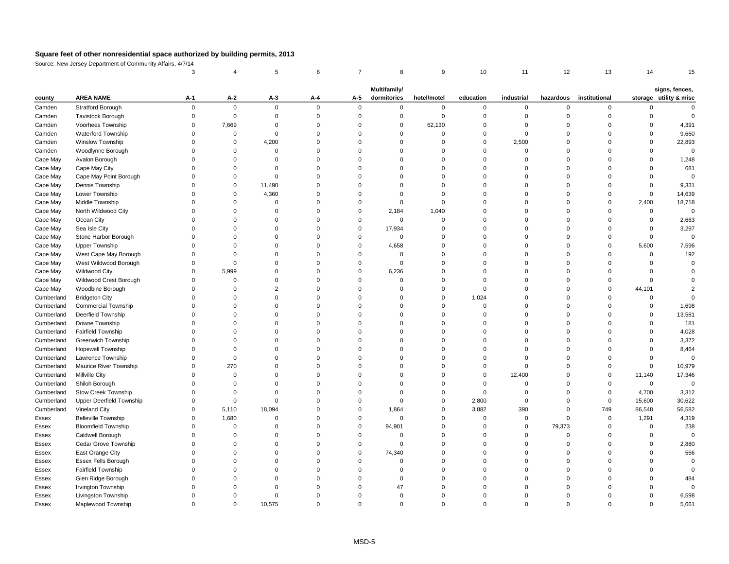**Square feet of other nonresidential space authorized by building permits, 2013**

Source: New Jersey Department of Community Affairs, 4/7/14

| | | 3 | 4 | 5 | 6 | 7 | 8 | 9 | 10 | 11 | 12 | 13 | 14 | 15 |
|---|---|---|---|---|---|---|---|---|---|---|---|---|---|---|
| county | AREA NAME | A-1 | A-2 | A-3 | A-4 | A-5 | Multifamily/ dormitories | hotel/motel | education | industrial | hazardous | institutional | storage | signs, fences, utility & misc |
| Camden | Stratford Borough | 0 | 0 | 0 | 0 | 0 | 0 | 0 | 0 | 0 | 0 | 0 | 0 | 0 |
| Camden | Tavistock Borough | 0 | 0 | 0 | 0 | 0 | 0 | 0 | 0 | 0 | 0 | 0 | 0 | 0 |
| Camden | Voorhees Township | 0 | 7,669 | 0 | 0 | 0 | 0 | 62,130 | 0 | 0 | 0 | 0 | 0 | 4,391 |
| Camden | Waterford Township | 0 | 0 | 0 | 0 | 0 | 0 | 0 | 0 | 0 | 0 | 0 | 0 | 9,660 |
| Camden | Winslow Township | 0 | 0 | 4,200 | 0 | 0 | 0 | 0 | 0 | 2,500 | 0 | 0 | 0 | 22,893 |
| Camden | Woodlynne Borough | 0 | 0 | 0 | 0 | 0 | 0 | 0 | 0 | 0 | 0 | 0 | 0 | 0 |
| Cape May | Avalon Borough | 0 | 0 | 0 | 0 | 0 | 0 | 0 | 0 | 0 | 0 | 0 | 0 | 1,248 |
| Cape May | Cape May City | 0 | 0 | 0 | 0 | 0 | 0 | 0 | 0 | 0 | 0 | 0 | 0 | 681 |
| Cape May | Cape May Point Borough | 0 | 0 | 0 | 0 | 0 | 0 | 0 | 0 | 0 | 0 | 0 | 0 | 0 |
| Cape May | Dennis Township | 0 | 0 | 11,490 | 0 | 0 | 0 | 0 | 0 | 0 | 0 | 0 | 0 | 9,331 |
| Cape May | Lower Township | 0 | 0 | 4,360 | 0 | 0 | 0 | 0 | 0 | 0 | 0 | 0 | 0 | 14,639 |
| Cape May | Middle Township | 0 | 0 | 0 | 0 | 0 | 0 | 0 | 0 | 0 | 0 | 0 | 2,400 | 18,718 |
| Cape May | North Wildwood City | 0 | 0 | 0 | 0 | 0 | 2,184 | 1,040 | 0 | 0 | 0 | 0 | 0 | 0 |
| Cape May | Ocean City | 0 | 0 | 0 | 0 | 0 | 0 | 0 | 0 | 0 | 0 | 0 | 0 | 2,663 |
| Cape May | Sea Isle City | 0 | 0 | 0 | 0 | 0 | 17,934 | 0 | 0 | 0 | 0 | 0 | 0 | 3,297 |
| Cape May | Stone Harbor Borough | 0 | 0 | 0 | 0 | 0 | 0 | 0 | 0 | 0 | 0 | 0 | 0 | 0 |
| Cape May | Upper Township | 0 | 0 | 0 | 0 | 0 | 4,658 | 0 | 0 | 0 | 0 | 0 | 5,600 | 7,596 |
| Cape May | West Cape May Borough | 0 | 0 | 0 | 0 | 0 | 0 | 0 | 0 | 0 | 0 | 0 | 0 | 192 |
| Cape May | West Wildwood Borough | 0 | 0 | 0 | 0 | 0 | 0 | 0 | 0 | 0 | 0 | 0 | 0 | 0 |
| Cape May | Wildwood City | 0 | 5,999 | 0 | 0 | 0 | 6,236 | 0 | 0 | 0 | 0 | 0 | 0 | 0 |
| Cape May | Wildwood Crest Borough | 0 | 0 | 0 | 0 | 0 | 0 | 0 | 0 | 0 | 0 | 0 | 0 | 0 |
| Cape May | Woodbine Borough | 0 | 0 | 2 | 0 | 0 | 0 | 0 | 0 | 0 | 0 | 0 | 44,101 | 2 |
| Cumberland | Bridgeton City | 0 | 0 | 0 | 0 | 0 | 0 | 0 | 1,024 | 0 | 0 | 0 | 0 | 0 |
| Cumberland | Commercial Township | 0 | 0 | 0 | 0 | 0 | 0 | 0 | 0 | 0 | 0 | 0 | 0 | 1,698 |
| Cumberland | Deerfield Township | 0 | 0 | 0 | 0 | 0 | 0 | 0 | 0 | 0 | 0 | 0 | 0 | 13,581 |
| Cumberland | Downe Township | 0 | 0 | 0 | 0 | 0 | 0 | 0 | 0 | 0 | 0 | 0 | 0 | 181 |
| Cumberland | Fairfield Township | 0 | 0 | 0 | 0 | 0 | 0 | 0 | 0 | 0 | 0 | 0 | 0 | 4,028 |
| Cumberland | Greenwich Township | 0 | 0 | 0 | 0 | 0 | 0 | 0 | 0 | 0 | 0 | 0 | 0 | 3,372 |
| Cumberland | Hopewell Township | 0 | 0 | 0 | 0 | 0 | 0 | 0 | 0 | 0 | 0 | 0 | 0 | 8,464 |
| Cumberland | Lawrence Township | 0 | 0 | 0 | 0 | 0 | 0 | 0 | 0 | 0 | 0 | 0 | 0 | 0 |
| Cumberland | Maurice River Township | 0 | 270 | 0 | 0 | 0 | 0 | 0 | 0 | 0 | 0 | 0 | 0 | 10,979 |
| Cumberland | Millville City | 0 | 0 | 0 | 0 | 0 | 0 | 0 | 0 | 12,400 | 0 | 0 | 11,140 | 17,346 |
| Cumberland | Shiloh Borough | 0 | 0 | 0 | 0 | 0 | 0 | 0 | 0 | 0 | 0 | 0 | 0 | 0 |
| Cumberland | Stow Creek Township | 0 | 0 | 0 | 0 | 0 | 0 | 0 | 0 | 0 | 0 | 0 | 4,700 | 3,312 |
| Cumberland | Upper Deerfield Township | 0 | 0 | 0 | 0 | 0 | 0 | 0 | 2,800 | 0 | 0 | 0 | 15,600 | 30,622 |
| Cumberland | Vineland City | 0 | 5,110 | 18,094 | 0 | 0 | 1,864 | 0 | 3,882 | 390 | 0 | 749 | 86,548 | 56,582 |
| Essex | Belleville Township | 0 | 1,680 | 0 | 0 | 0 | 0 | 0 | 0 | 0 | 0 | 0 | 1,291 | 4,319 |
| Essex | Bloomfield Township | 0 | 0 | 0 | 0 | 0 | 94,901 | 0 | 0 | 0 | 79,373 | 0 | 0 | 238 |
| Essex | Caldwell Borough | 0 | 0 | 0 | 0 | 0 | 0 | 0 | 0 | 0 | 0 | 0 | 0 | 0 |
| Essex | Cedar Grove Township | 0 | 0 | 0 | 0 | 0 | 0 | 0 | 0 | 0 | 0 | 0 | 0 | 2,880 |
| Essex | East Orange City | 0 | 0 | 0 | 0 | 0 | 74,340 | 0 | 0 | 0 | 0 | 0 | 0 | 566 |
| Essex | Essex Fells Borough | 0 | 0 | 0 | 0 | 0 | 0 | 0 | 0 | 0 | 0 | 0 | 0 | 0 |
| Essex | Fairfield Township | 0 | 0 | 0 | 0 | 0 | 0 | 0 | 0 | 0 | 0 | 0 | 0 | 0 |
| Essex | Glen Ridge Borough | 0 | 0 | 0 | 0 | 0 | 0 | 0 | 0 | 0 | 0 | 0 | 0 | 484 |
| Essex | Irvington Township | 0 | 0 | 0 | 0 | 0 | 47 | 0 | 0 | 0 | 0 | 0 | 0 | 0 |
| Essex | Livingston Township | 0 | 0 | 0 | 0 | 0 | 0 | 0 | 0 | 0 | 0 | 0 | 0 | 6,598 |
| Essex | Maplewood Township | 0 | 0 | 10,575 | 0 | 0 | 0 | 0 | 0 | 0 | 0 | 0 | 0 | 5,661 |

MSD-5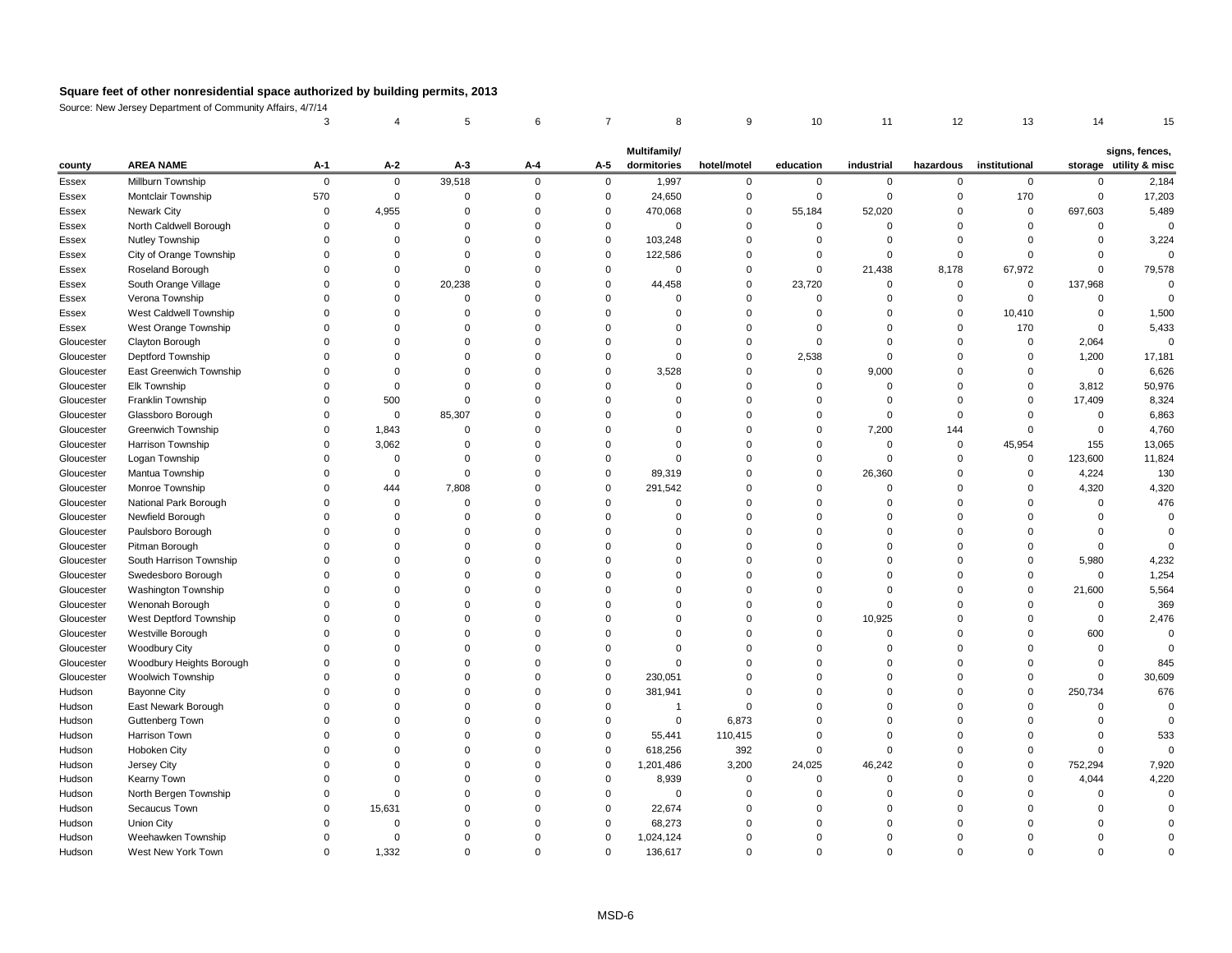**Square feet of other nonresidential space authorized by building permits, 2013**

Source: New Jersey Department of Community Affairs, 4/7/14

| | | 3 | 4 | 5 | 6 | 7 | 8 | 9 | 10 | 11 | 12 | 13 | 14 | 15 |
|---|---|---|---|---|---|---|---|---|---|---|---|---|---|---|
| county | AREA NAME | A-1 | A-2 | A-3 | A-4 | A-5 | Multifamily/ dormitories | hotel/motel | education | industrial | hazardous | institutional | storage | signs, fences, utility & misc |
| Essex | Millburn Township | 0 | 0 | 39,518 | 0 | 0 | 1,997 | 0 | 0 | 0 | 0 | 0 | 0 | 2,184 |
| Essex | Montclair Township | 570 | 0 | 0 | 0 | 0 | 24,650 | 0 | 0 | 0 | 0 | 170 | 0 | 17,203 |
| Essex | Newark City | 0 | 4,955 | 0 | 0 | 0 | 470,068 | 0 | 55,184 | 52,020 | 0 | 0 | 697,603 | 5,489 |
| Essex | North Caldwell Borough | 0 | 0 | 0 | 0 | 0 | 0 | 0 | 0 | 0 | 0 | 0 | 0 | 0 |
| Essex | Nutley Township | 0 | 0 | 0 | 0 | 0 | 103,248 | 0 | 0 | 0 | 0 | 0 | 0 | 3,224 |
| Essex | City of Orange Township | 0 | 0 | 0 | 0 | 0 | 122,586 | 0 | 0 | 0 | 0 | 0 | 0 | 0 |
| Essex | Roseland Borough | 0 | 0 | 0 | 0 | 0 | 0 | 0 | 0 | 21,438 | 8,178 | 67,972 | 0 | 79,578 |
| Essex | South Orange Village | 0 | 0 | 20,238 | 0 | 0 | 44,458 | 0 | 23,720 | 0 | 0 | 0 | 137,968 | 0 |
| Essex | Verona Township | 0 | 0 | 0 | 0 | 0 | 0 | 0 | 0 | 0 | 0 | 0 | 0 | 0 |
| Essex | West Caldwell Township | 0 | 0 | 0 | 0 | 0 | 0 | 0 | 0 | 0 | 0 | 10,410 | 0 | 1,500 |
| Essex | West Orange Township | 0 | 0 | 0 | 0 | 0 | 0 | 0 | 0 | 0 | 0 | 170 | 0 | 5,433 |
| Gloucester | Clayton Borough | 0 | 0 | 0 | 0 | 0 | 0 | 0 | 0 | 0 | 0 | 0 | 2,064 | 0 |
| Gloucester | Deptford Township | 0 | 0 | 0 | 0 | 0 | 0 | 0 | 2,538 | 0 | 0 | 0 | 1,200 | 17,181 |
| Gloucester | East Greenwich Township | 0 | 0 | 0 | 0 | 0 | 3,528 | 0 | 0 | 9,000 | 0 | 0 | 0 | 6,626 |
| Gloucester | Elk Township | 0 | 0 | 0 | 0 | 0 | 0 | 0 | 0 | 0 | 0 | 0 | 3,812 | 50,976 |
| Gloucester | Franklin Township | 0 | 500 | 0 | 0 | 0 | 0 | 0 | 0 | 0 | 0 | 0 | 17,409 | 8,324 |
| Gloucester | Glassboro Borough | 0 | 0 | 85,307 | 0 | 0 | 0 | 0 | 0 | 0 | 0 | 0 | 0 | 6,863 |
| Gloucester | Greenwich Township | 0 | 1,843 | 0 | 0 | 0 | 0 | 0 | 0 | 7,200 | 144 | 0 | 0 | 4,760 |
| Gloucester | Harrison Township | 0 | 3,062 | 0 | 0 | 0 | 0 | 0 | 0 | 0 | 0 | 45,954 | 155 | 13,065 |
| Gloucester | Logan Township | 0 | 0 | 0 | 0 | 0 | 0 | 0 | 0 | 0 | 0 | 0 | 123,600 | 11,824 |
| Gloucester | Mantua Township | 0 | 0 | 0 | 0 | 0 | 89,319 | 0 | 0 | 26,360 | 0 | 0 | 4,224 | 130 |
| Gloucester | Monroe Township | 0 | 444 | 7,808 | 0 | 0 | 291,542 | 0 | 0 | 0 | 0 | 0 | 4,320 | 4,320 |
| Gloucester | National Park Borough | 0 | 0 | 0 | 0 | 0 | 0 | 0 | 0 | 0 | 0 | 0 | 0 | 476 |
| Gloucester | Newfield Borough | 0 | 0 | 0 | 0 | 0 | 0 | 0 | 0 | 0 | 0 | 0 | 0 | 0 |
| Gloucester | Paulsboro Borough | 0 | 0 | 0 | 0 | 0 | 0 | 0 | 0 | 0 | 0 | 0 | 0 | 0 |
| Gloucester | Pitman Borough | 0 | 0 | 0 | 0 | 0 | 0 | 0 | 0 | 0 | 0 | 0 | 0 | 0 |
| Gloucester | South Harrison Township | 0 | 0 | 0 | 0 | 0 | 0 | 0 | 0 | 0 | 0 | 0 | 5,980 | 4,232 |
| Gloucester | Swedesboro Borough | 0 | 0 | 0 | 0 | 0 | 0 | 0 | 0 | 0 | 0 | 0 | 0 | 1,254 |
| Gloucester | Washington Township | 0 | 0 | 0 | 0 | 0 | 0 | 0 | 0 | 0 | 0 | 0 | 21,600 | 5,564 |
| Gloucester | Wenonah Borough | 0 | 0 | 0 | 0 | 0 | 0 | 0 | 0 | 0 | 0 | 0 | 0 | 369 |
| Gloucester | West Deptford Township | 0 | 0 | 0 | 0 | 0 | 0 | 0 | 0 | 10,925 | 0 | 0 | 0 | 2,476 |
| Gloucester | Westville Borough | 0 | 0 | 0 | 0 | 0 | 0 | 0 | 0 | 0 | 0 | 0 | 600 | 0 |
| Gloucester | Woodbury City | 0 | 0 | 0 | 0 | 0 | 0 | 0 | 0 | 0 | 0 | 0 | 0 | 0 |
| Gloucester | Woodbury Heights Borough | 0 | 0 | 0 | 0 | 0 | 0 | 0 | 0 | 0 | 0 | 0 | 0 | 845 |
| Gloucester | Woolwich Township | 0 | 0 | 0 | 0 | 0 | 230,051 | 0 | 0 | 0 | 0 | 0 | 0 | 30,609 |
| Hudson | Bayonne City | 0 | 0 | 0 | 0 | 0 | 381,941 | 0 | 0 | 0 | 0 | 0 | 250,734 | 676 |
| Hudson | East Newark Borough | 0 | 0 | 0 | 0 | 0 | 1 | 0 | 0 | 0 | 0 | 0 | 0 | 0 |
| Hudson | Guttenberg Town | 0 | 0 | 0 | 0 | 0 | 0 | 6,873 | 0 | 0 | 0 | 0 | 0 | 0 |
| Hudson | Harrison Town | 0 | 0 | 0 | 0 | 0 | 55,441 | 110,415 | 0 | 0 | 0 | 0 | 0 | 533 |
| Hudson | Hoboken City | 0 | 0 | 0 | 0 | 0 | 618,256 | 392 | 0 | 0 | 0 | 0 | 0 | 0 |
| Hudson | Jersey City | 0 | 0 | 0 | 0 | 0 | 1,201,486 | 3,200 | 24,025 | 46,242 | 0 | 0 | 752,294 | 7,920 |
| Hudson | Kearny Town | 0 | 0 | 0 | 0 | 0 | 8,939 | 0 | 0 | 0 | 0 | 0 | 4,044 | 4,220 |
| Hudson | North Bergen Township | 0 | 0 | 0 | 0 | 0 | 0 | 0 | 0 | 0 | 0 | 0 | 0 | 0 |
| Hudson | Secaucus Town | 0 | 15,631 | 0 | 0 | 0 | 22,674 | 0 | 0 | 0 | 0 | 0 | 0 | 0 |
| Hudson | Union City | 0 | 0 | 0 | 0 | 0 | 68,273 | 0 | 0 | 0 | 0 | 0 | 0 | 0 |
| Hudson | Weehawken Township | 0 | 0 | 0 | 0 | 0 | 1,024,124 | 0 | 0 | 0 | 0 | 0 | 0 | 0 |
| Hudson | West New York Town | 0 | 1,332 | 0 | 0 | 0 | 136,617 | 0 | 0 | 0 | 0 | 0 | 0 | 0 |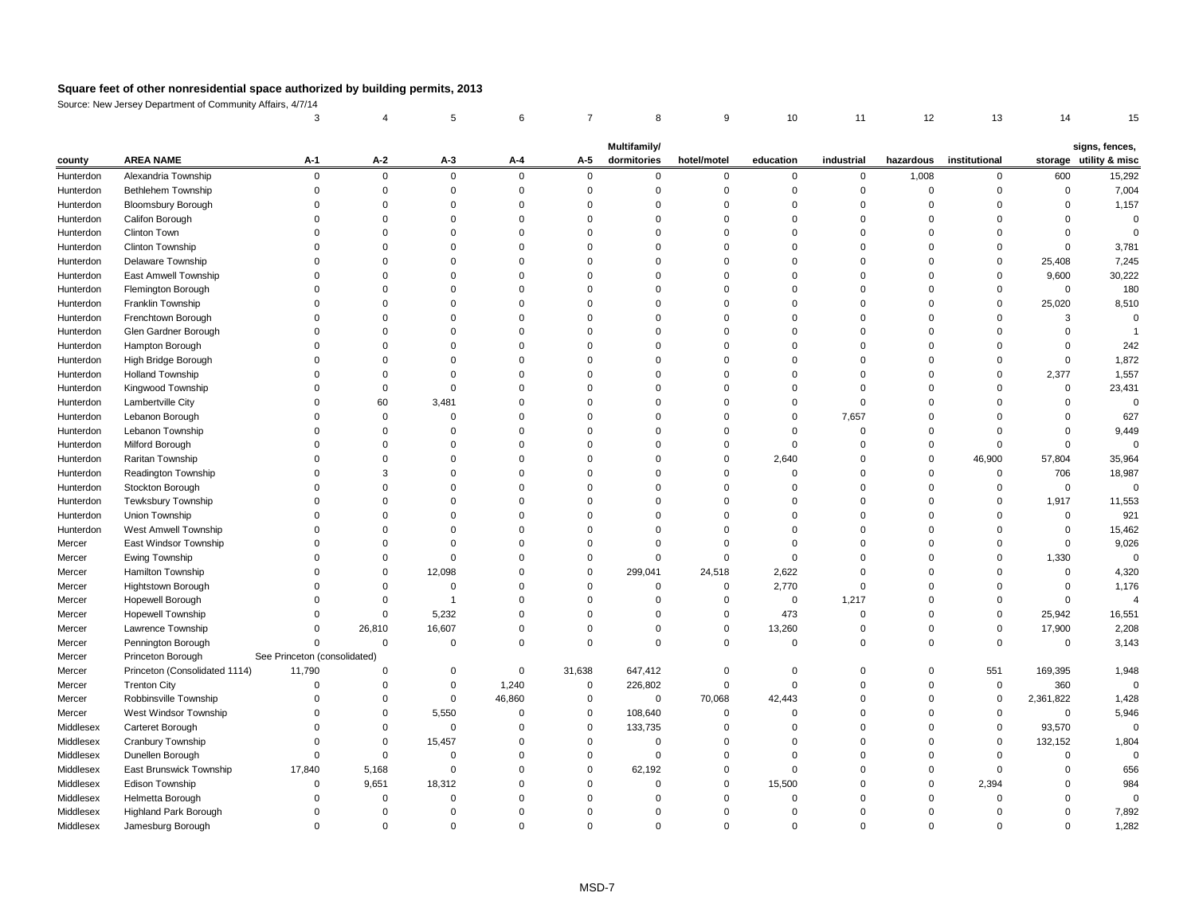## Square feet of other nonresidential space authorized by building permits, 2013

Source: New Jersey Department of Community Affairs, 4/7/14

| | | 3 | 4 | 5 | 6 | 7 | 8 | 9 | 10 | 11 | 12 | 13 | 14 | 15 |
|---|---|---|---|---|---|---|---|---|---|---|---|---|---|---|
| county | AREA NAME | A-1 | A-2 | A-3 | A-4 | A-5 | Multifamily/ dormitories | hotel/motel | education | industrial | hazardous | institutional | storage | signs, fences, utility & misc |
| Hunterdon | Alexandria Township | 0 | 0 | 0 | 0 | 0 | 0 | 0 | 0 | 0 | 1,008 | 0 | 600 | 15,292 |
| Hunterdon | Bethlehem Township | 0 | 0 | 0 | 0 | 0 | 0 | 0 | 0 | 0 | 0 | 0 | 0 | 7,004 |
| Hunterdon | Bloomsbury Borough | 0 | 0 | 0 | 0 | 0 | 0 | 0 | 0 | 0 | 0 | 0 | 0 | 1,157 |
| Hunterdon | Califon Borough | 0 | 0 | 0 | 0 | 0 | 0 | 0 | 0 | 0 | 0 | 0 | 0 | 0 |
| Hunterdon | Clinton Town | 0 | 0 | 0 | 0 | 0 | 0 | 0 | 0 | 0 | 0 | 0 | 0 | 0 |
| Hunterdon | Clinton Township | 0 | 0 | 0 | 0 | 0 | 0 | 0 | 0 | 0 | 0 | 0 | 0 | 3,781 |
| Hunterdon | Delaware Township | 0 | 0 | 0 | 0 | 0 | 0 | 0 | 0 | 0 | 0 | 0 | 25,408 | 7,245 |
| Hunterdon | East Amwell Township | 0 | 0 | 0 | 0 | 0 | 0 | 0 | 0 | 0 | 0 | 0 | 9,600 | 30,222 |
| Hunterdon | Flemington Borough | 0 | 0 | 0 | 0 | 0 | 0 | 0 | 0 | 0 | 0 | 0 | 0 | 180 |
| Hunterdon | Franklin Township | 0 | 0 | 0 | 0 | 0 | 0 | 0 | 0 | 0 | 0 | 0 | 25,020 | 8,510 |
| Hunterdon | Frenchtown Borough | 0 | 0 | 0 | 0 | 0 | 0 | 0 | 0 | 0 | 0 | 0 | 3 | 0 |
| Hunterdon | Glen Gardner Borough | 0 | 0 | 0 | 0 | 0 | 0 | 0 | 0 | 0 | 0 | 0 | 0 | 1 |
| Hunterdon | Hampton Borough | 0 | 0 | 0 | 0 | 0 | 0 | 0 | 0 | 0 | 0 | 0 | 0 | 242 |
| Hunterdon | High Bridge Borough | 0 | 0 | 0 | 0 | 0 | 0 | 0 | 0 | 0 | 0 | 0 | 0 | 1,872 |
| Hunterdon | Holland Township | 0 | 0 | 0 | 0 | 0 | 0 | 0 | 0 | 0 | 0 | 0 | 2,377 | 1,557 |
| Hunterdon | Kingwood Township | 0 | 0 | 0 | 0 | 0 | 0 | 0 | 0 | 0 | 0 | 0 | 0 | 23,431 |
| Hunterdon | Lambertville City | 0 | 60 | 3,481 | 0 | 0 | 0 | 0 | 0 | 0 | 0 | 0 | 0 | 0 |
| Hunterdon | Lebanon Borough | 0 | 0 | 0 | 0 | 0 | 0 | 0 | 0 | 7,657 | 0 | 0 | 0 | 627 |
| Hunterdon | Lebanon Township | 0 | 0 | 0 | 0 | 0 | 0 | 0 | 0 | 0 | 0 | 0 | 0 | 9,449 |
| Hunterdon | Milford Borough | 0 | 0 | 0 | 0 | 0 | 0 | 0 | 0 | 0 | 0 | 0 | 0 | 0 |
| Hunterdon | Raritan Township | 0 | 0 | 0 | 0 | 0 | 0 | 0 | 2,640 | 0 | 0 | 46,900 | 57,804 | 35,964 |
| Hunterdon | Readington Township | 0 | 3 | 0 | 0 | 0 | 0 | 0 | 0 | 0 | 0 | 0 | 706 | 18,987 |
| Hunterdon | Stockton Borough | 0 | 0 | 0 | 0 | 0 | 0 | 0 | 0 | 0 | 0 | 0 | 0 | 0 |
| Hunterdon | Tewksbury Township | 0 | 0 | 0 | 0 | 0 | 0 | 0 | 0 | 0 | 0 | 0 | 1,917 | 11,553 |
| Hunterdon | Union Township | 0 | 0 | 0 | 0 | 0 | 0 | 0 | 0 | 0 | 0 | 0 | 0 | 921 |
| Hunterdon | West Amwell Township | 0 | 0 | 0 | 0 | 0 | 0 | 0 | 0 | 0 | 0 | 0 | 0 | 15,462 |
| Mercer | East Windsor Township | 0 | 0 | 0 | 0 | 0 | 0 | 0 | 0 | 0 | 0 | 0 | 0 | 9,026 |
| Mercer | Ewing Township | 0 | 0 | 0 | 0 | 0 | 0 | 0 | 0 | 0 | 0 | 0 | 1,330 | 0 |
| Mercer | Hamilton Township | 0 | 0 | 12,098 | 0 | 0 | 299,041 | 24,518 | 2,622 | 0 | 0 | 0 | 0 | 4,320 |
| Mercer | Hightstown Borough | 0 | 0 | 0 | 0 | 0 | 0 | 0 | 2,770 | 0 | 0 | 0 | 0 | 1,176 |
| Mercer | Hopewell Borough | 0 | 0 | 1 | 0 | 0 | 0 | 0 | 0 | 1,217 | 0 | 0 | 0 | 4 |
| Mercer | Hopewell Township | 0 | 0 | 5,232 | 0 | 0 | 0 | 0 | 473 | 0 | 0 | 0 | 25,942 | 16,551 |
| Mercer | Lawrence Township | 0 | 26,810 | 16,607 | 0 | 0 | 0 | 0 | 13,260 | 0 | 0 | 0 | 17,900 | 2,208 |
| Mercer | Pennington Borough | 0 | 0 | 0 | 0 | 0 | 0 | 0 | 0 | 0 | 0 | 0 | 0 | 3,143 |
| Mercer | Princeton Borough | See Princeton (consolidated) | | | | | | | | | | | | |
| Mercer | Princeton (Consolidated 1114) | 11,790 | 0 | 0 | 0 | 31,638 | 647,412 | 0 | 0 | 0 | 0 | 551 | 169,395 | 1,948 |
| Mercer | Trenton City | 0 | 0 | 0 | 1,240 | 0 | 226,802 | 0 | 0 | 0 | 0 | 0 | 360 | 0 |
| Mercer | Robbinsville Township | 0 | 0 | 0 | 46,860 | 0 | 0 | 70,068 | 42,443 | 0 | 0 | 0 | 2,361,822 | 1,428 |
| Mercer | West Windsor Township | 0 | 0 | 5,550 | 0 | 0 | 108,640 | 0 | 0 | 0 | 0 | 0 | 0 | 5,946 |
| Middlesex | Carteret Borough | 0 | 0 | 0 | 0 | 0 | 133,735 | 0 | 0 | 0 | 0 | 0 | 93,570 | 0 |
| Middlesex | Cranbury Township | 0 | 0 | 15,457 | 0 | 0 | 0 | 0 | 0 | 0 | 0 | 0 | 132,152 | 1,804 |
| Middlesex | Dunellen Borough | 0 | 0 | 0 | 0 | 0 | 0 | 0 | 0 | 0 | 0 | 0 | 0 | 0 |
| Middlesex | East Brunswick Township | 17,840 | 5,168 | 0 | 0 | 0 | 62,192 | 0 | 0 | 0 | 0 | 0 | 0 | 656 |
| Middlesex | Edison Township | 0 | 9,651 | 18,312 | 0 | 0 | 0 | 0 | 15,500 | 0 | 0 | 2,394 | 0 | 984 |
| Middlesex | Helmetta Borough | 0 | 0 | 0 | 0 | 0 | 0 | 0 | 0 | 0 | 0 | 0 | 0 | 0 |
| Middlesex | Highland Park Borough | 0 | 0 | 0 | 0 | 0 | 0 | 0 | 0 | 0 | 0 | 0 | 0 | 7,892 |
| Middlesex | Jamesburg Borough | 0 | 0 | 0 | 0 | 0 | 0 | 0 | 0 | 0 | 0 | 0 | 0 | 1,282 |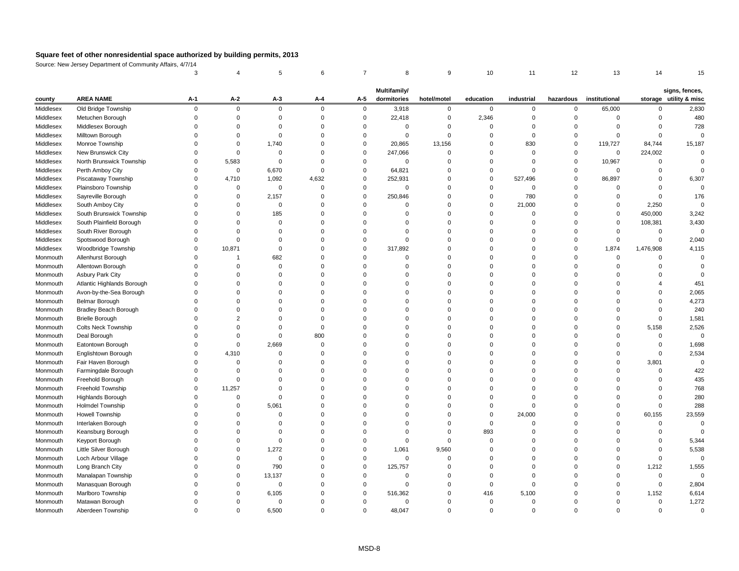# Square feet of other nonresidential space authorized by building permits, 2013

Source: New Jersey Department of Community Affairs, 4/7/14

| | | 3 | 4 | 5 | 6 | 7 | 8 | 9 | 10 | 11 | 12 | 13 | 14 | 15 |
|---|---|---|---|---|---|---|---|---|---|---|---|---|---|---|
| county | AREA NAME | A-1 | A-2 | A-3 | A-4 | A-5 | Multifamily/ dormitories | hotel/motel | education | industrial | hazardous | institutional | storage | signs, fences, utility & misc |
| Middlesex | Old Bridge Township | 0 | 0 | 0 | 0 | 0 | 3,918 | 0 | 0 | 0 | 0 | 65,000 | 0 | 2,830 |
| Middlesex | Metuchen Borough | 0 | 0 | 0 | 0 | 0 | 22,418 | 0 | 2,346 | 0 | 0 | 0 | 0 | 480 |
| Middlesex | Middlesex Borough | 0 | 0 | 0 | 0 | 0 | 0 | 0 | 0 | 0 | 0 | 0 | 0 | 728 |
| Middlesex | Milltown Borough | 0 | 0 | 0 | 0 | 0 | 0 | 0 | 0 | 0 | 0 | 0 | 0 | 0 |
| Middlesex | Monroe Township | 0 | 0 | 1,740 | 0 | 0 | 20,865 | 13,156 | 0 | 830 | 0 | 119,727 | 84,744 | 15,187 |
| Middlesex | New Brunswick City | 0 | 0 | 0 | 0 | 0 | 247,066 | 0 | 0 | 0 | 0 | 0 | 224,002 | 0 |
| Middlesex | North Brunswick Township | 0 | 5,583 | 0 | 0 | 0 | 0 | 0 | 0 | 0 | 0 | 10,967 | 0 | 0 |
| Middlesex | Perth Amboy City | 0 | 0 | 6,670 | 0 | 0 | 64,821 | 0 | 0 | 0 | 0 | 0 | 0 | 0 |
| Middlesex | Piscataway Township | 0 | 4,710 | 1,092 | 4,632 | 0 | 252,931 | 0 | 0 | 527,496 | 0 | 86,897 | 0 | 6,307 |
| Middlesex | Plainsboro Township | 0 | 0 | 0 | 0 | 0 | 0 | 0 | 0 | 0 | 0 | 0 | 0 | 0 |
| Middlesex | Sayreville Borough | 0 | 0 | 2,157 | 0 | 0 | 250,846 | 0 | 0 | 780 | 0 | 0 | 0 | 176 |
| Middlesex | South Amboy City | 0 | 0 | 0 | 0 | 0 | 0 | 0 | 0 | 21,000 | 0 | 0 | 2,250 | 0 |
| Middlesex | South Brunswick Township | 0 | 0 | 185 | 0 | 0 | 0 | 0 | 0 | 0 | 0 | 0 | 450,000 | 3,242 |
| Middlesex | South Plainfield Borough | 0 | 0 | 0 | 0 | 0 | 0 | 0 | 0 | 0 | 0 | 0 | 108,381 | 3,430 |
| Middlesex | South River Borough | 0 | 0 | 0 | 0 | 0 | 0 | 0 | 0 | 0 | 0 | 0 | 0 | 0 |
| Middlesex | Spotswood Borough | 0 | 0 | 0 | 0 | 0 | 0 | 0 | 0 | 0 | 0 | 0 | 0 | 2,040 |
| Middlesex | Woodbridge Township | 0 | 10,871 | 0 | 0 | 0 | 317,892 | 0 | 0 | 0 | 0 | 1,874 | 1,476,908 | 4,115 |
| Monmouth | Allenhurst Borough | 0 | 1 | 682 | 0 | 0 | 0 | 0 | 0 | 0 | 0 | 0 | 0 | 0 |
| Monmouth | Allentown Borough | 0 | 0 | 0 | 0 | 0 | 0 | 0 | 0 | 0 | 0 | 0 | 0 | 0 |
| Monmouth | Asbury Park City | 0 | 0 | 0 | 0 | 0 | 0 | 0 | 0 | 0 | 0 | 0 | 0 | 0 |
| Monmouth | Atlantic Highlands Borough | 0 | 0 | 0 | 0 | 0 | 0 | 0 | 0 | 0 | 0 | 0 | 4 | 451 |
| Monmouth | Avon-by-the-Sea Borough | 0 | 0 | 0 | 0 | 0 | 0 | 0 | 0 | 0 | 0 | 0 | 0 | 2,065 |
| Monmouth | Belmar Borough | 0 | 0 | 0 | 0 | 0 | 0 | 0 | 0 | 0 | 0 | 0 | 0 | 4,273 |
| Monmouth | Bradley Beach Borough | 0 | 0 | 0 | 0 | 0 | 0 | 0 | 0 | 0 | 0 | 0 | 0 | 240 |
| Monmouth | Brielle Borough | 0 | 2 | 0 | 0 | 0 | 0 | 0 | 0 | 0 | 0 | 0 | 0 | 1,581 |
| Monmouth | Colts Neck Township | 0 | 0 | 0 | 0 | 0 | 0 | 0 | 0 | 0 | 0 | 0 | 5,158 | 2,526 |
| Monmouth | Deal Borough | 0 | 0 | 0 | 800 | 0 | 0 | 0 | 0 | 0 | 0 | 0 | 0 | 0 |
| Monmouth | Eatontown Borough | 0 | 0 | 2,669 | 0 | 0 | 0 | 0 | 0 | 0 | 0 | 0 | 0 | 1,698 |
| Monmouth | Englishtown Borough | 0 | 4,310 | 0 | 0 | 0 | 0 | 0 | 0 | 0 | 0 | 0 | 0 | 2,534 |
| Monmouth | Fair Haven Borough | 0 | 0 | 0 | 0 | 0 | 0 | 0 | 0 | 0 | 0 | 0 | 3,801 | 0 |
| Monmouth | Farmingdale Borough | 0 | 0 | 0 | 0 | 0 | 0 | 0 | 0 | 0 | 0 | 0 | 0 | 422 |
| Monmouth | Freehold Borough | 0 | 0 | 0 | 0 | 0 | 0 | 0 | 0 | 0 | 0 | 0 | 0 | 435 |
| Monmouth | Freehold Township | 0 | 11,257 | 0 | 0 | 0 | 0 | 0 | 0 | 0 | 0 | 0 | 0 | 768 |
| Monmouth | Highlands Borough | 0 | 0 | 0 | 0 | 0 | 0 | 0 | 0 | 0 | 0 | 0 | 0 | 280 |
| Monmouth | Holmdel Township | 0 | 0 | 5,061 | 0 | 0 | 0 | 0 | 0 | 0 | 0 | 0 | 0 | 288 |
| Monmouth | Howell Township | 0 | 0 | 0 | 0 | 0 | 0 | 0 | 0 | 24,000 | 0 | 0 | 60,155 | 23,559 |
| Monmouth | Interlaken Borough | 0 | 0 | 0 | 0 | 0 | 0 | 0 | 0 | 0 | 0 | 0 | 0 | 0 |
| Monmouth | Keansburg Borough | 0 | 0 | 0 | 0 | 0 | 0 | 0 | 893 | 0 | 0 | 0 | 0 | 0 |
| Monmouth | Keyport Borough | 0 | 0 | 0 | 0 | 0 | 0 | 0 | 0 | 0 | 0 | 0 | 0 | 5,344 |
| Monmouth | Little Silver Borough | 0 | 0 | 1,272 | 0 | 0 | 1,061 | 9,560 | 0 | 0 | 0 | 0 | 0 | 5,538 |
| Monmouth | Loch Arbour Village | 0 | 0 | 0 | 0 | 0 | 0 | 0 | 0 | 0 | 0 | 0 | 0 | 0 |
| Monmouth | Long Branch City | 0 | 0 | 790 | 0 | 0 | 125,757 | 0 | 0 | 0 | 0 | 0 | 1,212 | 1,555 |
| Monmouth | Manalapan Township | 0 | 0 | 13,137 | 0 | 0 | 0 | 0 | 0 | 0 | 0 | 0 | 0 | 0 |
| Monmouth | Manasquan Borough | 0 | 0 | 0 | 0 | 0 | 0 | 0 | 0 | 0 | 0 | 0 | 0 | 2,804 |
| Monmouth | Marlboro Township | 0 | 0 | 6,105 | 0 | 0 | 516,362 | 0 | 416 | 5,100 | 0 | 0 | 1,152 | 6,614 |
| Monmouth | Matawan Borough | 0 | 0 | 0 | 0 | 0 | 0 | 0 | 0 | 0 | 0 | 0 | 0 | 1,272 |
| Monmouth | Aberdeen Township | 0 | 0 | 6,500 | 0 | 0 | 48,047 | 0 | 0 | 0 | 0 | 0 | 0 | 0 |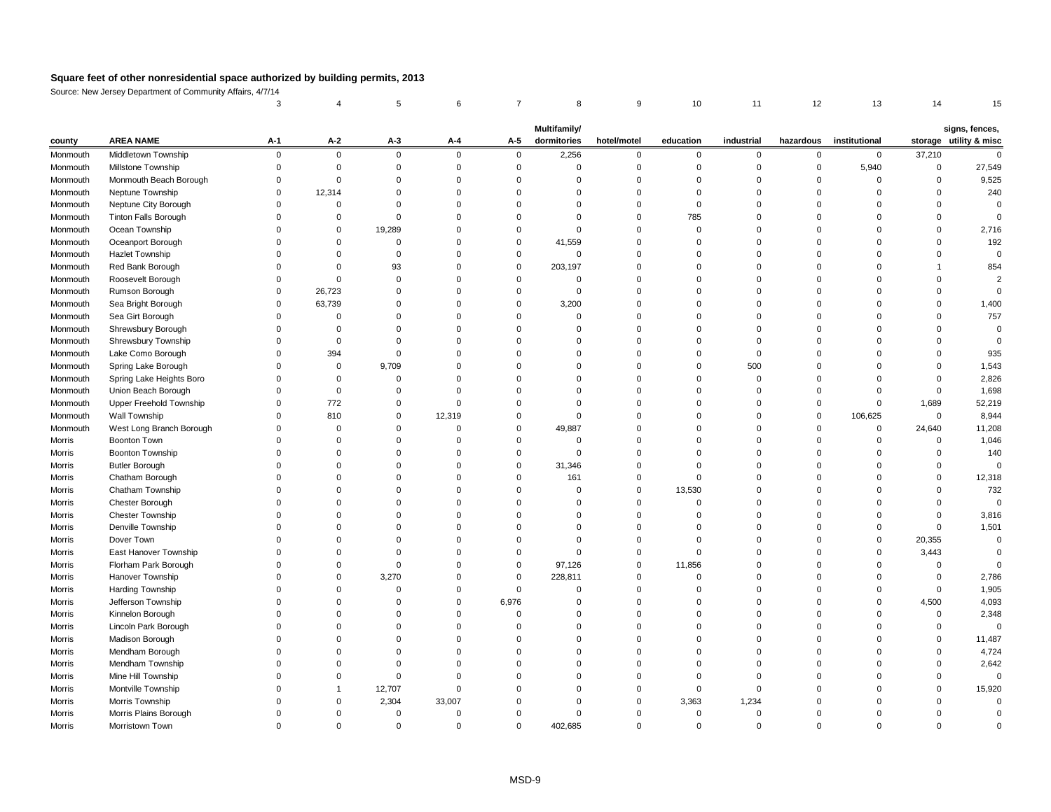# Square feet of other nonresidential space authorized by building permits, 2013

Source: New Jersey Department of Community Affairs, 4/7/14

| | | 3 | 4 | 5 | 6 | 7 | 8 | 9 | 10 | 11 | 12 | 13 | 14 | 15 |
|---|---|---|---|---|---|---|---|---|---|---|---|---|---|---|
| county | AREA NAME | A-1 | A-2 | A-3 | A-4 | A-5 | Multifamily/ dormitories | hotel/motel | education | industrial | hazardous | institutional | storage | signs, fences, utility & misc |
| Monmouth | Middletown Township | 0 | 0 | 0 | 0 | 0 | 2,256 | 0 | 0 | 0 | 0 | 0 | 37,210 | 0 |
| Monmouth | Millstone Township | 0 | 0 | 0 | 0 | 0 | 0 | 0 | 0 | 0 | 0 | 5,940 | 0 | 27,549 |
| Monmouth | Monmouth Beach Borough | 0 | 0 | 0 | 0 | 0 | 0 | 0 | 0 | 0 | 0 | 0 | 0 | 9,525 |
| Monmouth | Neptune Township | 0 | 12,314 | 0 | 0 | 0 | 0 | 0 | 0 | 0 | 0 | 0 | 0 | 240 |
| Monmouth | Neptune City Borough | 0 | 0 | 0 | 0 | 0 | 0 | 0 | 0 | 0 | 0 | 0 | 0 | 0 |
| Monmouth | Tinton Falls Borough | 0 | 0 | 0 | 0 | 0 | 0 | 0 | 785 | 0 | 0 | 0 | 0 | 0 |
| Monmouth | Ocean Township | 0 | 0 | 19,289 | 0 | 0 | 0 | 0 | 0 | 0 | 0 | 0 | 0 | 2,716 |
| Monmouth | Oceanport Borough | 0 | 0 | 0 | 0 | 0 | 41,559 | 0 | 0 | 0 | 0 | 0 | 0 | 192 |
| Monmouth | Hazlet Township | 0 | 0 | 0 | 0 | 0 | 0 | 0 | 0 | 0 | 0 | 0 | 0 | 0 |
| Monmouth | Red Bank Borough | 0 | 0 | 93 | 0 | 0 | 203,197 | 0 | 0 | 0 | 0 | 0 | 1 | 854 |
| Monmouth | Roosevelt Borough | 0 | 0 | 0 | 0 | 0 | 0 | 0 | 0 | 0 | 0 | 0 | 0 | 2 |
| Monmouth | Rumson Borough | 0 | 26,723 | 0 | 0 | 0 | 0 | 0 | 0 | 0 | 0 | 0 | 0 | 0 |
| Monmouth | Sea Bright Borough | 0 | 63,739 | 0 | 0 | 0 | 3,200 | 0 | 0 | 0 | 0 | 0 | 0 | 1,400 |
| Monmouth | Sea Girt Borough | 0 | 0 | 0 | 0 | 0 | 0 | 0 | 0 | 0 | 0 | 0 | 0 | 757 |
| Monmouth | Shrewsbury Borough | 0 | 0 | 0 | 0 | 0 | 0 | 0 | 0 | 0 | 0 | 0 | 0 | 0 |
| Monmouth | Shrewsbury Township | 0 | 0 | 0 | 0 | 0 | 0 | 0 | 0 | 0 | 0 | 0 | 0 | 0 |
| Monmouth | Lake Como Borough | 0 | 394 | 0 | 0 | 0 | 0 | 0 | 0 | 0 | 0 | 0 | 0 | 935 |
| Monmouth | Spring Lake Borough | 0 | 0 | 9,709 | 0 | 0 | 0 | 0 | 0 | 500 | 0 | 0 | 0 | 1,543 |
| Monmouth | Spring Lake Heights Boro | 0 | 0 | 0 | 0 | 0 | 0 | 0 | 0 | 0 | 0 | 0 | 0 | 2,826 |
| Monmouth | Union Beach Borough | 0 | 0 | 0 | 0 | 0 | 0 | 0 | 0 | 0 | 0 | 0 | 0 | 1,698 |
| Monmouth | Upper Freehold Township | 0 | 772 | 0 | 0 | 0 | 0 | 0 | 0 | 0 | 0 | 0 | 1,689 | 52,219 |
| Monmouth | Wall Township | 0 | 810 | 0 | 12,319 | 0 | 0 | 0 | 0 | 0 | 0 | 106,625 | 0 | 8,944 |
| Monmouth | West Long Branch Borough | 0 | 0 | 0 | 0 | 0 | 49,887 | 0 | 0 | 0 | 0 | 0 | 24,640 | 11,208 |
| Morris | Boonton Town | 0 | 0 | 0 | 0 | 0 | 0 | 0 | 0 | 0 | 0 | 0 | 0 | 1,046 |
| Morris | Boonton Township | 0 | 0 | 0 | 0 | 0 | 0 | 0 | 0 | 0 | 0 | 0 | 0 | 140 |
| Morris | Butler Borough | 0 | 0 | 0 | 0 | 0 | 31,346 | 0 | 0 | 0 | 0 | 0 | 0 | 0 |
| Morris | Chatham Borough | 0 | 0 | 0 | 0 | 0 | 161 | 0 | 0 | 0 | 0 | 0 | 0 | 12,318 |
| Morris | Chatham Township | 0 | 0 | 0 | 0 | 0 | 0 | 0 | 13,530 | 0 | 0 | 0 | 0 | 732 |
| Morris | Chester Borough | 0 | 0 | 0 | 0 | 0 | 0 | 0 | 0 | 0 | 0 | 0 | 0 | 0 |
| Morris | Chester Township | 0 | 0 | 0 | 0 | 0 | 0 | 0 | 0 | 0 | 0 | 0 | 0 | 3,816 |
| Morris | Denville Township | 0 | 0 | 0 | 0 | 0 | 0 | 0 | 0 | 0 | 0 | 0 | 0 | 1,501 |
| Morris | Dover Town | 0 | 0 | 0 | 0 | 0 | 0 | 0 | 0 | 0 | 0 | 0 | 20,355 | 0 |
| Morris | East Hanover Township | 0 | 0 | 0 | 0 | 0 | 0 | 0 | 0 | 0 | 0 | 0 | 3,443 | 0 |
| Morris | Florham Park Borough | 0 | 0 | 0 | 0 | 0 | 97,126 | 0 | 11,856 | 0 | 0 | 0 | 0 | 0 |
| Morris | Hanover Township | 0 | 0 | 3,270 | 0 | 0 | 228,811 | 0 | 0 | 0 | 0 | 0 | 0 | 2,786 |
| Morris | Harding Township | 0 | 0 | 0 | 0 | 0 | 0 | 0 | 0 | 0 | 0 | 0 | 0 | 1,905 |
| Morris | Jefferson Township | 0 | 0 | 0 | 0 | 6,976 | 0 | 0 | 0 | 0 | 0 | 0 | 4,500 | 4,093 |
| Morris | Kinnelon Borough | 0 | 0 | 0 | 0 | 0 | 0 | 0 | 0 | 0 | 0 | 0 | 0 | 2,348 |
| Morris | Lincoln Park Borough | 0 | 0 | 0 | 0 | 0 | 0 | 0 | 0 | 0 | 0 | 0 | 0 | 0 |
| Morris | Madison Borough | 0 | 0 | 0 | 0 | 0 | 0 | 0 | 0 | 0 | 0 | 0 | 0 | 11,487 |
| Morris | Mendham Borough | 0 | 0 | 0 | 0 | 0 | 0 | 0 | 0 | 0 | 0 | 0 | 0 | 4,724 |
| Morris | Mendham Township | 0 | 0 | 0 | 0 | 0 | 0 | 0 | 0 | 0 | 0 | 0 | 0 | 2,642 |
| Morris | Mine Hill Township | 0 | 0 | 0 | 0 | 0 | 0 | 0 | 0 | 0 | 0 | 0 | 0 | 0 |
| Morris | Montville Township | 0 | 1 | 12,707 | 0 | 0 | 0 | 0 | 0 | 0 | 0 | 0 | 0 | 15,920 |
| Morris | Morris Township | 0 | 0 | 2,304 | 33,007 | 0 | 0 | 0 | 3,363 | 1,234 | 0 | 0 | 0 | 0 |
| Morris | Morris Plains Borough | 0 | 0 | 0 | 0 | 0 | 0 | 0 | 0 | 0 | 0 | 0 | 0 | 0 |
| Morris | Morristown Town | 0 | 0 | 0 | 0 | 0 | 402,685 | 0 | 0 | 0 | 0 | 0 | 0 | 0 |

MSD-9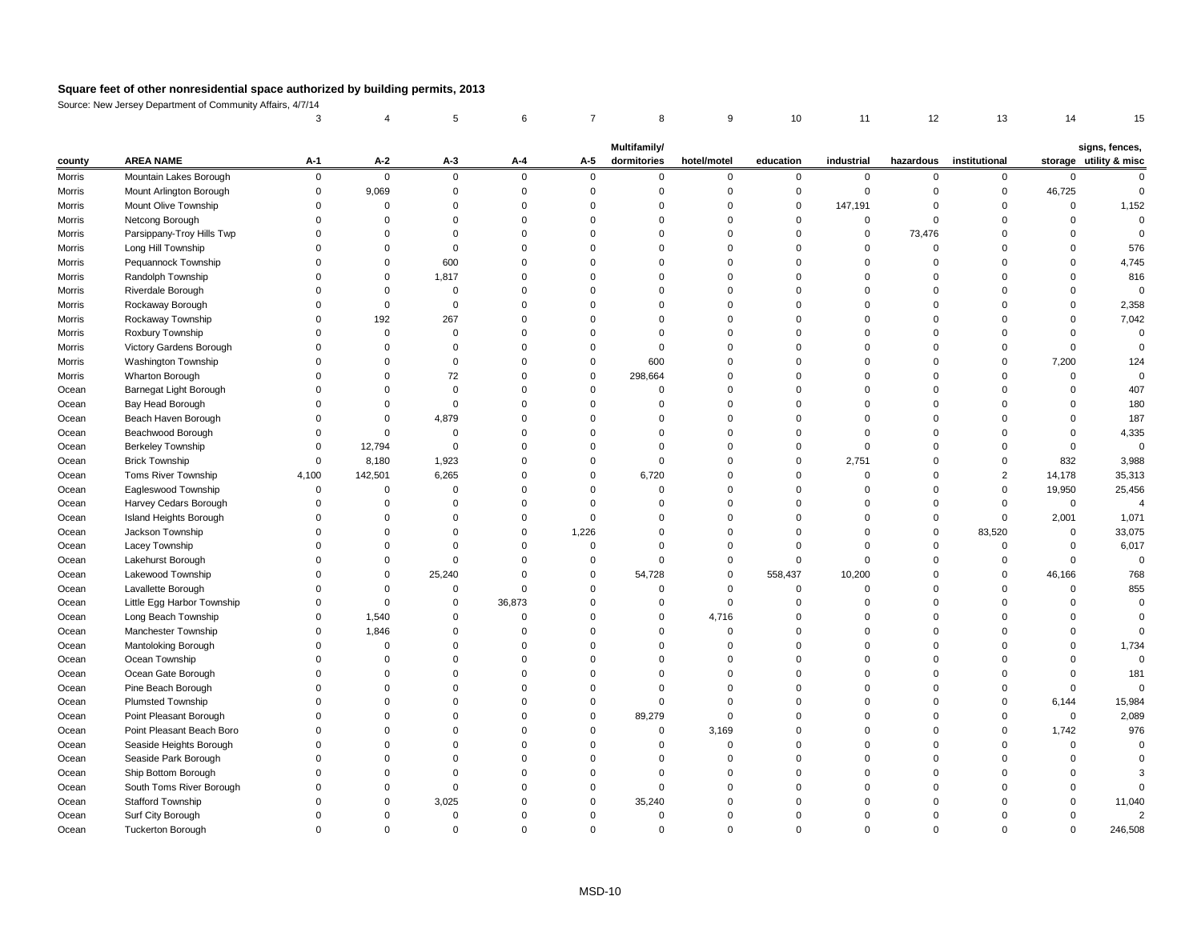# Square feet of other nonresidential space authorized by building permits, 2013

Source: New Jersey Department of Community Affairs, 4/7/14

| | | 3 | 4 | 5 | 6 | 7 | 8 | 9 | 10 | 11 | 12 | 13 | 14 | 15 |
|---|---|---|---|---|---|---|---|---|---|---|---|---|---|---|
| county | AREA NAME | A-1 | A-2 | A-3 | A-4 | A-5 | Multifamily/ dormitories | hotel/motel | education | industrial | hazardous | institutional | storage | signs, fences, utility & misc |
| Morris | Mountain Lakes Borough | 0 | 0 | 0 | 0 | 0 | 0 | 0 | 0 | 0 | 0 | 0 | 0 | 0 |
| Morris | Mount Arlington Borough | 0 | 9,069 | 0 | 0 | 0 | 0 | 0 | 0 | 0 | 0 | 0 | 46,725 | 0 |
| Morris | Mount Olive Township | 0 | 0 | 0 | 0 | 0 | 0 | 0 | 0 | 147,191 | 0 | 0 | 0 | 1,152 |
| Morris | Netcong Borough | 0 | 0 | 0 | 0 | 0 | 0 | 0 | 0 | 0 | 0 | 0 | 0 | 0 |
| Morris | Parsippany-Troy Hills Twp | 0 | 0 | 0 | 0 | 0 | 0 | 0 | 0 | 0 | 73,476 | 0 | 0 | 0 |
| Morris | Long Hill Township | 0 | 0 | 0 | 0 | 0 | 0 | 0 | 0 | 0 | 0 | 0 | 0 | 576 |
| Morris | Pequannock Township | 0 | 0 | 600 | 0 | 0 | 0 | 0 | 0 | 0 | 0 | 0 | 0 | 4,745 |
| Morris | Randolph Township | 0 | 0 | 1,817 | 0 | 0 | 0 | 0 | 0 | 0 | 0 | 0 | 0 | 816 |
| Morris | Riverdale Borough | 0 | 0 | 0 | 0 | 0 | 0 | 0 | 0 | 0 | 0 | 0 | 0 | 0 |
| Morris | Rockaway Borough | 0 | 0 | 0 | 0 | 0 | 0 | 0 | 0 | 0 | 0 | 0 | 0 | 2,358 |
| Morris | Rockaway Township | 0 | 192 | 267 | 0 | 0 | 0 | 0 | 0 | 0 | 0 | 0 | 0 | 7,042 |
| Morris | Roxbury Township | 0 | 0 | 0 | 0 | 0 | 0 | 0 | 0 | 0 | 0 | 0 | 0 | 0 |
| Morris | Victory Gardens Borough | 0 | 0 | 0 | 0 | 0 | 0 | 0 | 0 | 0 | 0 | 0 | 0 | 0 |
| Morris | Washington Township | 0 | 0 | 0 | 0 | 0 | 600 | 0 | 0 | 0 | 0 | 0 | 7,200 | 124 |
| Morris | Wharton Borough | 0 | 0 | 72 | 0 | 0 | 298,664 | 0 | 0 | 0 | 0 | 0 | 0 | 0 |
| Ocean | Barnegat Light Borough | 0 | 0 | 0 | 0 | 0 | 0 | 0 | 0 | 0 | 0 | 0 | 0 | 407 |
| Ocean | Bay Head Borough | 0 | 0 | 0 | 0 | 0 | 0 | 0 | 0 | 0 | 0 | 0 | 0 | 180 |
| Ocean | Beach Haven Borough | 0 | 0 | 4,879 | 0 | 0 | 0 | 0 | 0 | 0 | 0 | 0 | 0 | 187 |
| Ocean | Beachwood Borough | 0 | 0 | 0 | 0 | 0 | 0 | 0 | 0 | 0 | 0 | 0 | 0 | 4,335 |
| Ocean | Berkeley Township | 0 | 12,794 | 0 | 0 | 0 | 0 | 0 | 0 | 0 | 0 | 0 | 0 | 0 |
| Ocean | Brick Township | 0 | 8,180 | 1,923 | 0 | 0 | 0 | 0 | 0 | 2,751 | 0 | 0 | 832 | 3,988 |
| Ocean | Toms River Township | 4,100 | 142,501 | 6,265 | 0 | 0 | 6,720 | 0 | 0 | 0 | 0 | 2 | 14,178 | 35,313 |
| Ocean | Eagleswood Township | 0 | 0 | 0 | 0 | 0 | 0 | 0 | 0 | 0 | 0 | 0 | 19,950 | 25,456 |
| Ocean | Harvey Cedars Borough | 0 | 0 | 0 | 0 | 0 | 0 | 0 | 0 | 0 | 0 | 0 | 0 | 4 |
| Ocean | Island Heights Borough | 0 | 0 | 0 | 0 | 0 | 0 | 0 | 0 | 0 | 0 | 0 | 2,001 | 1,071 |
| Ocean | Jackson Township | 0 | 0 | 0 | 0 | 1,226 | 0 | 0 | 0 | 0 | 0 | 83,520 | 0 | 33,075 |
| Ocean | Lacey Township | 0 | 0 | 0 | 0 | 0 | 0 | 0 | 0 | 0 | 0 | 0 | 0 | 6,017 |
| Ocean | Lakehurst Borough | 0 | 0 | 0 | 0 | 0 | 0 | 0 | 0 | 0 | 0 | 0 | 0 | 0 |
| Ocean | Lakewood Township | 0 | 0 | 25,240 | 0 | 0 | 54,728 | 0 | 558,437 | 10,200 | 0 | 0 | 46,166 | 768 |
| Ocean | Lavallette Borough | 0 | 0 | 0 | 0 | 0 | 0 | 0 | 0 | 0 | 0 | 0 | 0 | 855 |
| Ocean | Little Egg Harbor Township | 0 | 0 | 0 | 36,873 | 0 | 0 | 0 | 0 | 0 | 0 | 0 | 0 | 0 |
| Ocean | Long Beach Township | 0 | 1,540 | 0 | 0 | 0 | 0 | 4,716 | 0 | 0 | 0 | 0 | 0 | 0 |
| Ocean | Manchester Township | 0 | 1,846 | 0 | 0 | 0 | 0 | 0 | 0 | 0 | 0 | 0 | 0 | 0 |
| Ocean | Mantoloking Borough | 0 | 0 | 0 | 0 | 0 | 0 | 0 | 0 | 0 | 0 | 0 | 0 | 1,734 |
| Ocean | Ocean Township | 0 | 0 | 0 | 0 | 0 | 0 | 0 | 0 | 0 | 0 | 0 | 0 | 0 |
| Ocean | Ocean Gate Borough | 0 | 0 | 0 | 0 | 0 | 0 | 0 | 0 | 0 | 0 | 0 | 0 | 181 |
| Ocean | Pine Beach Borough | 0 | 0 | 0 | 0 | 0 | 0 | 0 | 0 | 0 | 0 | 0 | 0 | 0 |
| Ocean | Plumsted Township | 0 | 0 | 0 | 0 | 0 | 0 | 0 | 0 | 0 | 0 | 0 | 6,144 | 15,984 |
| Ocean | Point Pleasant Borough | 0 | 0 | 0 | 0 | 0 | 89,279 | 0 | 0 | 0 | 0 | 0 | 0 | 2,089 |
| Ocean | Point Pleasant Beach Boro | 0 | 0 | 0 | 0 | 0 | 0 | 3,169 | 0 | 0 | 0 | 0 | 1,742 | 976 |
| Ocean | Seaside Heights Borough | 0 | 0 | 0 | 0 | 0 | 0 | 0 | 0 | 0 | 0 | 0 | 0 | 0 |
| Ocean | Seaside Park Borough | 0 | 0 | 0 | 0 | 0 | 0 | 0 | 0 | 0 | 0 | 0 | 0 | 0 |
| Ocean | Ship Bottom Borough | 0 | 0 | 0 | 0 | 0 | 0 | 0 | 0 | 0 | 0 | 0 | 0 | 3 |
| Ocean | South Toms River Borough | 0 | 0 | 0 | 0 | 0 | 0 | 0 | 0 | 0 | 0 | 0 | 0 | 0 |
| Ocean | Stafford Township | 0 | 0 | 3,025 | 0 | 0 | 35,240 | 0 | 0 | 0 | 0 | 0 | 0 | 11,040 |
| Ocean | Surf City Borough | 0 | 0 | 0 | 0 | 0 | 0 | 0 | 0 | 0 | 0 | 0 | 0 | 2 |
| Ocean | Tuckerton Borough | 0 | 0 | 0 | 0 | 0 | 0 | 0 | 0 | 0 | 0 | 0 | 0 | 246,508 |

MSD-10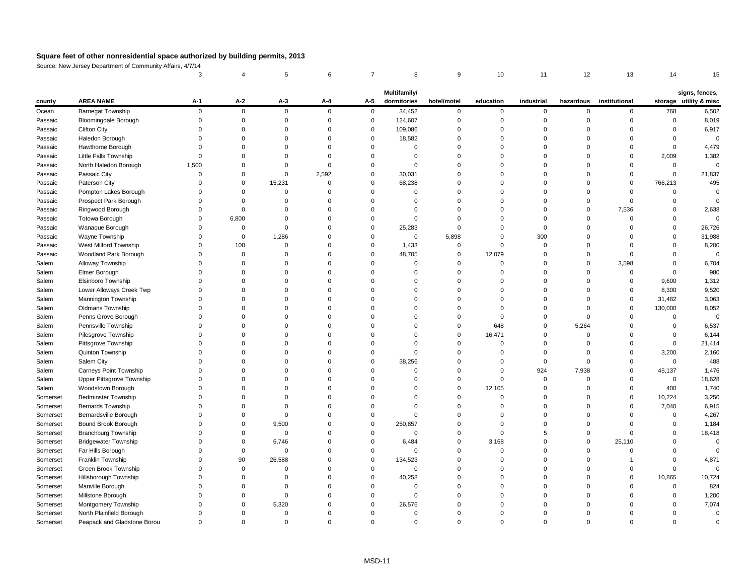**Square feet of other nonresidential space authorized by building permits, 2013**

Source: New Jersey Department of Community Affairs, 4/7/14

| | | 3 | 4 | 5 | 6 | 7 | 8 | 9 | 10 | 11 | 12 | 13 | 14 | 15 |
|---|---|---|---|---|---|---|---|---|---|---|---|---|---|---|
| county | AREA NAME | A-1 | A-2 | A-3 | A-4 | A-5 | Multifamily/ dormitories | hotel/motel | education | industrial | hazardous | institutional | storage | signs, fences, utility & misc |
| Ocean | Barnegat Township | 0 | 0 | 0 | 0 | 0 | 34,452 | 0 | 0 | 0 | 0 | 0 | 768 | 6,502 |
| Passaic | Bloomingdale Borough | 0 | 0 | 0 | 0 | 0 | 124,607 | 0 | 0 | 0 | 0 | 0 | 0 | 8,019 |
| Passaic | Clifton City | 0 | 0 | 0 | 0 | 0 | 109,086 | 0 | 0 | 0 | 0 | 0 | 0 | 6,917 |
| Passaic | Haledon Borough | 0 | 0 | 0 | 0 | 0 | 18,582 | 0 | 0 | 0 | 0 | 0 | 0 | 0 |
| Passaic | Hawthorne Borough | 0 | 0 | 0 | 0 | 0 | 0 | 0 | 0 | 0 | 0 | 0 | 0 | 4,479 |
| Passaic | Little Falls Township | 0 | 0 | 0 | 0 | 0 | 0 | 0 | 0 | 0 | 0 | 0 | 2,009 | 1,382 |
| Passaic | North Haledon Borough | 1,500 | 0 | 0 | 0 | 0 | 0 | 0 | 0 | 0 | 0 | 0 | 0 | 0 |
| Passaic | Passaic City | 0 | 0 | 0 | 2,592 | 0 | 30,031 | 0 | 0 | 0 | 0 | 0 | 0 | 21,837 |
| Passaic | Paterson City | 0 | 0 | 15,231 | 0 | 0 | 68,238 | 0 | 0 | 0 | 0 | 0 | 766,213 | 495 |
| Passaic | Pompton Lakes Borough | 0 | 0 | 0 | 0 | 0 | 0 | 0 | 0 | 0 | 0 | 0 | 0 | 0 |
| Passaic | Prospect Park Borough | 0 | 0 | 0 | 0 | 0 | 0 | 0 | 0 | 0 | 0 | 0 | 0 | 0 |
| Passaic | Ringwood Borough | 0 | 0 | 0 | 0 | 0 | 0 | 0 | 0 | 0 | 0 | 7,536 | 0 | 2,638 |
| Passaic | Totowa Borough | 0 | 6,800 | 0 | 0 | 0 | 0 | 0 | 0 | 0 | 0 | 0 | 0 | 0 |
| Passaic | Wanaque Borough | 0 | 0 | 0 | 0 | 0 | 25,283 | 0 | 0 | 0 | 0 | 0 | 0 | 26,726 |
| Passaic | Wayne Township | 0 | 0 | 1,286 | 0 | 0 | 0 | 5,898 | 0 | 300 | 0 | 0 | 0 | 31,988 |
| Passaic | West Milford Township | 0 | 100 | 0 | 0 | 0 | 1,433 | 0 | 0 | 0 | 0 | 0 | 0 | 8,200 |
| Passaic | Woodland Park Borough | 0 | 0 | 0 | 0 | 0 | 48,705 | 0 | 12,079 | 0 | 0 | 0 | 0 | 0 |
| Salem | Alloway Township | 0 | 0 | 0 | 0 | 0 | 0 | 0 | 0 | 0 | 0 | 3,598 | 0 | 6,704 |
| Salem | Elmer Borough | 0 | 0 | 0 | 0 | 0 | 0 | 0 | 0 | 0 | 0 | 0 | 0 | 980 |
| Salem | Elsinboro Township | 0 | 0 | 0 | 0 | 0 | 0 | 0 | 0 | 0 | 0 | 0 | 9,600 | 1,312 |
| Salem | Lower Alloways Creek Twp | 0 | 0 | 0 | 0 | 0 | 0 | 0 | 0 | 0 | 0 | 0 | 8,300 | 9,520 |
| Salem | Mannington Township | 0 | 0 | 0 | 0 | 0 | 0 | 0 | 0 | 0 | 0 | 0 | 31,482 | 3,063 |
| Salem | Oldmans Township | 0 | 0 | 0 | 0 | 0 | 0 | 0 | 0 | 0 | 0 | 0 | 130,000 | 8,052 |
| Salem | Penns Grove Borough | 0 | 0 | 0 | 0 | 0 | 0 | 0 | 0 | 0 | 0 | 0 | 0 | 0 |
| Salem | Pennsville Township | 0 | 0 | 0 | 0 | 0 | 0 | 0 | 648 | 0 | 5,264 | 0 | 0 | 6,537 |
| Salem | Pilesgrove Township | 0 | 0 | 0 | 0 | 0 | 0 | 0 | 16,471 | 0 | 0 | 0 | 0 | 6,144 |
| Salem | Pittsgrove Township | 0 | 0 | 0 | 0 | 0 | 0 | 0 | 0 | 0 | 0 | 0 | 0 | 21,414 |
| Salem | Quinton Township | 0 | 0 | 0 | 0 | 0 | 0 | 0 | 0 | 0 | 0 | 0 | 3,200 | 2,160 |
| Salem | Salem City | 0 | 0 | 0 | 0 | 0 | 38,256 | 0 | 0 | 0 | 0 | 0 | 0 | 488 |
| Salem | Carneys Point Township | 0 | 0 | 0 | 0 | 0 | 0 | 0 | 0 | 924 | 7,938 | 0 | 45,137 | 1,476 |
| Salem | Upper Pittsgrove Township | 0 | 0 | 0 | 0 | 0 | 0 | 0 | 0 | 0 | 0 | 0 | 0 | 18,628 |
| Salem | Woodstown Borough | 0 | 0 | 0 | 0 | 0 | 0 | 0 | 12,105 | 0 | 0 | 0 | 400 | 1,740 |
| Somerset | Bedminster Township | 0 | 0 | 0 | 0 | 0 | 0 | 0 | 0 | 0 | 0 | 0 | 10,224 | 3,250 |
| Somerset | Bernards Township | 0 | 0 | 0 | 0 | 0 | 0 | 0 | 0 | 0 | 0 | 0 | 7,040 | 6,915 |
| Somerset | Bernardsville Borough | 0 | 0 | 0 | 0 | 0 | 0 | 0 | 0 | 0 | 0 | 0 | 0 | 4,267 |
| Somerset | Bound Brook Borough | 0 | 0 | 9,500 | 0 | 0 | 250,857 | 0 | 0 | 0 | 0 | 0 | 0 | 1,184 |
| Somerset | Branchburg Township | 0 | 0 | 0 | 0 | 0 | 0 | 0 | 0 | 5 | 0 | 0 | 0 | 18,418 |
| Somerset | Bridgewater Township | 0 | 0 | 6,746 | 0 | 0 | 6,484 | 0 | 3,168 | 0 | 0 | 25,110 | 0 | 0 |
| Somerset | Far Hills Borough | 0 | 0 | 0 | 0 | 0 | 0 | 0 | 0 | 0 | 0 | 0 | 0 | 0 |
| Somerset | Franklin Township | 0 | 90 | 26,588 | 0 | 0 | 134,523 | 0 | 0 | 0 | 0 | 1 | 0 | 4,871 |
| Somerset | Green Brook Township | 0 | 0 | 0 | 0 | 0 | 0 | 0 | 0 | 0 | 0 | 0 | 0 | 0 |
| Somerset | Hillsborough Township | 0 | 0 | 0 | 0 | 0 | 40,258 | 0 | 0 | 0 | 0 | 0 | 10,865 | 10,724 |
| Somerset | Manville Borough | 0 | 0 | 0 | 0 | 0 | 0 | 0 | 0 | 0 | 0 | 0 | 0 | 824 |
| Somerset | Millstone Borough | 0 | 0 | 0 | 0 | 0 | 0 | 0 | 0 | 0 | 0 | 0 | 0 | 1,200 |
| Somerset | Montgomery Township | 0 | 0 | 5,320 | 0 | 0 | 26,576 | 0 | 0 | 0 | 0 | 0 | 0 | 7,074 |
| Somerset | North Plainfield Borough | 0 | 0 | 0 | 0 | 0 | 0 | 0 | 0 | 0 | 0 | 0 | 0 | 0 |
| Somerset | Peapack and Gladstone Borou | 0 | 0 | 0 | 0 | 0 | 0 | 0 | 0 | 0 | 0 | 0 | 0 | 0 |

MSD-11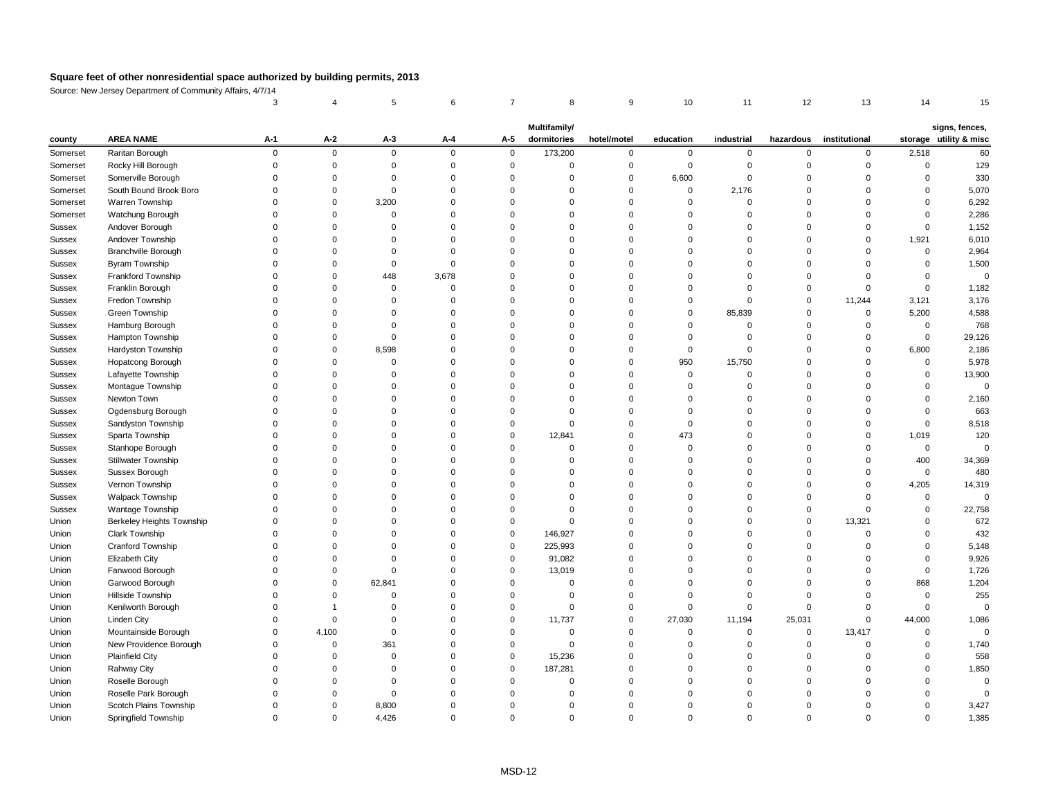# Square feet of other nonresidential space authorized by building permits, 2013

Source: New Jersey Department of Community Affairs, 4/7/14

| | | 3 | 4 | 5 | 6 | 7 | 8 | 9 | 10 | 11 | 12 | 13 | 14 | 15 |
|---|---|---|---|---|---|---|---|---|---|---|---|---|---|---|
| **county** | **AREA NAME** | **A-1** | **A-2** | **A-3** | **A-4** | **A-5** | **Multifamily/ dormitories** | **hotel/motel** | **education** | **industrial** | **hazardous** | **institutional** | **storage** | **signs, fences, utility & misc** |
| Somerset | Raritan Borough | 0 | 0 | 0 | 0 | 0 | 173,200 | 0 | 0 | 0 | 0 | 0 | 2,518 | 60 |
| Somerset | Rocky Hill Borough | 0 | 0 | 0 | 0 | 0 | 0 | 0 | 0 | 0 | 0 | 0 | 0 | 129 |
| Somerset | Somerville Borough | 0 | 0 | 0 | 0 | 0 | 0 | 0 | 6,600 | 0 | 0 | 0 | 0 | 330 |
| Somerset | South Bound Brook Boro | 0 | 0 | 0 | 0 | 0 | 0 | 0 | 0 | 2,176 | 0 | 0 | 0 | 5,070 |
| Somerset | Warren Township | 0 | 0 | 3,200 | 0 | 0 | 0 | 0 | 0 | 0 | 0 | 0 | 0 | 6,292 |
| Somerset | Watchung Borough | 0 | 0 | 0 | 0 | 0 | 0 | 0 | 0 | 0 | 0 | 0 | 0 | 2,286 |
| Sussex | Andover Borough | 0 | 0 | 0 | 0 | 0 | 0 | 0 | 0 | 0 | 0 | 0 | 0 | 1,152 |
| Sussex | Andover Township | 0 | 0 | 0 | 0 | 0 | 0 | 0 | 0 | 0 | 0 | 0 | 1,921 | 6,010 |
| Sussex | Branchville Borough | 0 | 0 | 0 | 0 | 0 | 0 | 0 | 0 | 0 | 0 | 0 | 0 | 2,964 |
| Sussex | Byram Township | 0 | 0 | 0 | 0 | 0 | 0 | 0 | 0 | 0 | 0 | 0 | 0 | 1,500 |
| Sussex | Frankford Township | 0 | 0 | 448 | 3,678 | 0 | 0 | 0 | 0 | 0 | 0 | 0 | 0 | 0 |
| Sussex | Franklin Borough | 0 | 0 | 0 | 0 | 0 | 0 | 0 | 0 | 0 | 0 | 0 | 0 | 1,182 |
| Sussex | Fredon Township | 0 | 0 | 0 | 0 | 0 | 0 | 0 | 0 | 0 | 0 | 11,244 | 3,121 | 3,176 |
| Sussex | Green Township | 0 | 0 | 0 | 0 | 0 | 0 | 0 | 0 | 85,839 | 0 | 0 | 5,200 | 4,588 |
| Sussex | Hamburg Borough | 0 | 0 | 0 | 0 | 0 | 0 | 0 | 0 | 0 | 0 | 0 | 0 | 768 |
| Sussex | Hampton Township | 0 | 0 | 0 | 0 | 0 | 0 | 0 | 0 | 0 | 0 | 0 | 0 | 29,126 |
| Sussex | Hardyston Township | 0 | 0 | 8,598 | 0 | 0 | 0 | 0 | 0 | 0 | 0 | 0 | 6,800 | 2,186 |
| Sussex | Hopatcong Borough | 0 | 0 | 0 | 0 | 0 | 0 | 0 | 950 | 15,750 | 0 | 0 | 0 | 5,978 |
| Sussex | Lafayette Township | 0 | 0 | 0 | 0 | 0 | 0 | 0 | 0 | 0 | 0 | 0 | 0 | 13,900 |
| Sussex | Montague Township | 0 | 0 | 0 | 0 | 0 | 0 | 0 | 0 | 0 | 0 | 0 | 0 | 0 |
| Sussex | Newton Town | 0 | 0 | 0 | 0 | 0 | 0 | 0 | 0 | 0 | 0 | 0 | 0 | 2,160 |
| Sussex | Ogdensburg Borough | 0 | 0 | 0 | 0 | 0 | 0 | 0 | 0 | 0 | 0 | 0 | 0 | 663 |
| Sussex | Sandyston Township | 0 | 0 | 0 | 0 | 0 | 0 | 0 | 0 | 0 | 0 | 0 | 0 | 8,518 |
| Sussex | Sparta Township | 0 | 0 | 0 | 0 | 0 | 12,841 | 0 | 473 | 0 | 0 | 0 | 1,019 | 120 |
| Sussex | Stanhope Borough | 0 | 0 | 0 | 0 | 0 | 0 | 0 | 0 | 0 | 0 | 0 | 0 | 0 |
| Sussex | Stillwater Township | 0 | 0 | 0 | 0 | 0 | 0 | 0 | 0 | 0 | 0 | 0 | 400 | 34,369 |
| Sussex | Sussex Borough | 0 | 0 | 0 | 0 | 0 | 0 | 0 | 0 | 0 | 0 | 0 | 0 | 480 |
| Sussex | Vernon Township | 0 | 0 | 0 | 0 | 0 | 0 | 0 | 0 | 0 | 0 | 0 | 4,205 | 14,319 |
| Sussex | Walpack Township | 0 | 0 | 0 | 0 | 0 | 0 | 0 | 0 | 0 | 0 | 0 | 0 | 0 |
| Sussex | Wantage Township | 0 | 0 | 0 | 0 | 0 | 0 | 0 | 0 | 0 | 0 | 0 | 0 | 22,758 |
| Union | Berkeley Heights Township | 0 | 0 | 0 | 0 | 0 | 0 | 0 | 0 | 0 | 0 | 13,321 | 0 | 672 |
| Union | Clark Township | 0 | 0 | 0 | 0 | 0 | 146,927 | 0 | 0 | 0 | 0 | 0 | 0 | 432 |
| Union | Cranford Township | 0 | 0 | 0 | 0 | 0 | 225,993 | 0 | 0 | 0 | 0 | 0 | 0 | 5,148 |
| Union | Elizabeth City | 0 | 0 | 0 | 0 | 0 | 91,082 | 0 | 0 | 0 | 0 | 0 | 0 | 9,926 |
| Union | Fanwood Borough | 0 | 0 | 0 | 0 | 0 | 13,019 | 0 | 0 | 0 | 0 | 0 | 0 | 1,726 |
| Union | Garwood Borough | 0 | 0 | 62,841 | 0 | 0 | 0 | 0 | 0 | 0 | 0 | 0 | 868 | 1,204 |
| Union | Hillside Township | 0 | 0 | 0 | 0 | 0 | 0 | 0 | 0 | 0 | 0 | 0 | 0 | 255 |
| Union | Kenilworth Borough | 0 | 1 | 0 | 0 | 0 | 0 | 0 | 0 | 0 | 0 | 0 | 0 | 0 |
| Union | Linden City | 0 | 0 | 0 | 0 | 0 | 11,737 | 0 | 27,030 | 11,194 | 25,031 | 0 | 44,000 | 1,086 |
| Union | Mountainside Borough | 0 | 4,100 | 0 | 0 | 0 | 0 | 0 | 0 | 0 | 0 | 13,417 | 0 | 0 |
| Union | New Providence Borough | 0 | 0 | 361 | 0 | 0 | 0 | 0 | 0 | 0 | 0 | 0 | 0 | 1,740 |
| Union | Plainfield City | 0 | 0 | 0 | 0 | 0 | 15,236 | 0 | 0 | 0 | 0 | 0 | 0 | 558 |
| Union | Rahway City | 0 | 0 | 0 | 0 | 0 | 187,281 | 0 | 0 | 0 | 0 | 0 | 0 | 1,850 |
| Union | Roselle Borough | 0 | 0 | 0 | 0 | 0 | 0 | 0 | 0 | 0 | 0 | 0 | 0 | 0 |
| Union | Roselle Park Borough | 0 | 0 | 0 | 0 | 0 | 0 | 0 | 0 | 0 | 0 | 0 | 0 | 0 |
| Union | Scotch Plains Township | 0 | 0 | 8,800 | 0 | 0 | 0 | 0 | 0 | 0 | 0 | 0 | 0 | 3,427 |
| Union | Springfield Township | 0 | 0 | 4,426 | 0 | 0 | 0 | 0 | 0 | 0 | 0 | 0 | 0 | 1,385 |

MSD-12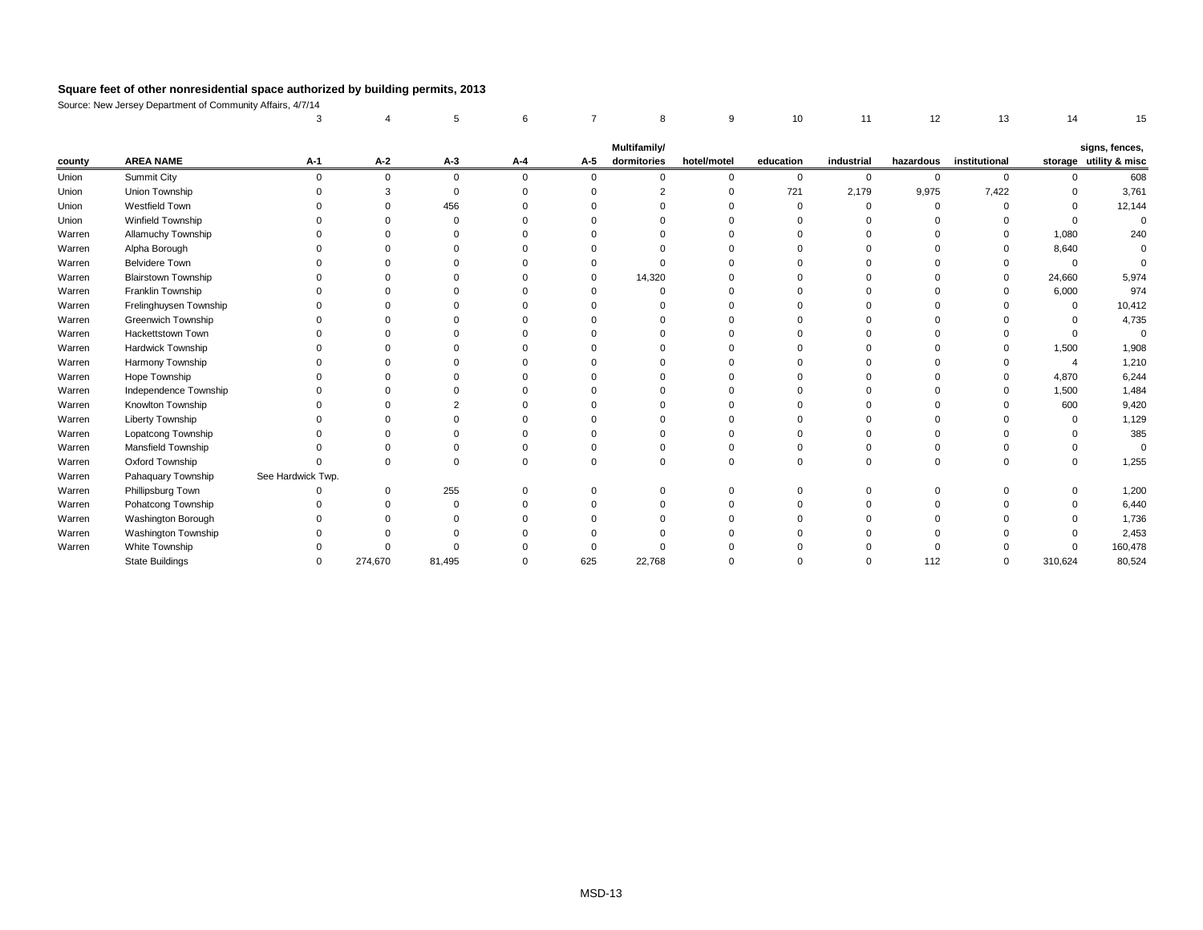**Square feet of other nonresidential space authorized by building permits, 2013**

Source: New Jersey Department of Community Affairs, 4/7/14

| | | 3 | 4 | 5 | 6 | 7 | 8 | 9 | 10 | 11 | 12 | 13 | 14 | 15 |
|---|---|---|---|---|---|---|---|---|---|---|---|---|---|---|
| county | AREA NAME | A-1 | A-2 | A-3 | A-4 | A-5 | Multifamily/ dormitories | hotel/motel | education | industrial | hazardous | institutional | storage | signs, fences, utility & misc |
| Union | Summit City | 0 | 0 | 0 | 0 | 0 | 0 | 0 | 0 | 0 | 0 | 0 | 0 | 608 |
| Union | Union Township | 0 | 3 | 0 | 0 | 0 | 2 | 0 | 721 | 2,179 | 9,975 | 7,422 | 0 | 3,761 |
| Union | Westfield Town | 0 | 0 | 456 | 0 | 0 | 0 | 0 | 0 | 0 | 0 | 0 | 0 | 12,144 |
| Union | Winfield Township | 0 | 0 | 0 | 0 | 0 | 0 | 0 | 0 | 0 | 0 | 0 | 0 | 0 |
| Warren | Allamuchy Township | 0 | 0 | 0 | 0 | 0 | 0 | 0 | 0 | 0 | 0 | 0 | 1,080 | 240 |
| Warren | Alpha Borough | 0 | 0 | 0 | 0 | 0 | 0 | 0 | 0 | 0 | 0 | 0 | 8,640 | 0 |
| Warren | Belvidere Town | 0 | 0 | 0 | 0 | 0 | 0 | 0 | 0 | 0 | 0 | 0 | 0 | 0 |
| Warren | Blairstown Township | 0 | 0 | 0 | 0 | 0 | 14,320 | 0 | 0 | 0 | 0 | 0 | 24,660 | 5,974 |
| Warren | Franklin Township | 0 | 0 | 0 | 0 | 0 | 0 | 0 | 0 | 0 | 0 | 0 | 6,000 | 974 |
| Warren | Frelinghuysen Township | 0 | 0 | 0 | 0 | 0 | 0 | 0 | 0 | 0 | 0 | 0 | 0 | 10,412 |
| Warren | Greenwich Township | 0 | 0 | 0 | 0 | 0 | 0 | 0 | 0 | 0 | 0 | 0 | 0 | 4,735 |
| Warren | Hackettstown Town | 0 | 0 | 0 | 0 | 0 | 0 | 0 | 0 | 0 | 0 | 0 | 0 | 0 |
| Warren | Hardwick Township | 0 | 0 | 0 | 0 | 0 | 0 | 0 | 0 | 0 | 0 | 0 | 1,500 | 1,908 |
| Warren | Harmony Township | 0 | 0 | 0 | 0 | 0 | 0 | 0 | 0 | 0 | 0 | 0 | 4 | 1,210 |
| Warren | Hope Township | 0 | 0 | 0 | 0 | 0 | 0 | 0 | 0 | 0 | 0 | 0 | 4,870 | 6,244 |
| Warren | Independence Township | 0 | 0 | 0 | 0 | 0 | 0 | 0 | 0 | 0 | 0 | 0 | 1,500 | 1,484 |
| Warren | Knowlton Township | 0 | 0 | 2 | 0 | 0 | 0 | 0 | 0 | 0 | 0 | 0 | 600 | 9,420 |
| Warren | Liberty Township | 0 | 0 | 0 | 0 | 0 | 0 | 0 | 0 | 0 | 0 | 0 | 0 | 1,129 |
| Warren | Lopatcong Township | 0 | 0 | 0 | 0 | 0 | 0 | 0 | 0 | 0 | 0 | 0 | 0 | 385 |
| Warren | Mansfield Township | 0 | 0 | 0 | 0 | 0 | 0 | 0 | 0 | 0 | 0 | 0 | 0 | 0 |
| Warren | Oxford Township | 0 | 0 | 0 | 0 | 0 | 0 | 0 | 0 | 0 | 0 | 0 | 0 | 1,255 |
| Warren | Pahaquary Township | See Hardwick Twp. | | | | | | | | | | | | |
| Warren | Phillipsburg Town | 0 | 0 | 255 | 0 | 0 | 0 | 0 | 0 | 0 | 0 | 0 | 0 | 1,200 |
| Warren | Pohatcong Township | 0 | 0 | 0 | 0 | 0 | 0 | 0 | 0 | 0 | 0 | 0 | 0 | 6,440 |
| Warren | Washington Borough | 0 | 0 | 0 | 0 | 0 | 0 | 0 | 0 | 0 | 0 | 0 | 0 | 1,736 |
| Warren | Washington Township | 0 | 0 | 0 | 0 | 0 | 0 | 0 | 0 | 0 | 0 | 0 | 0 | 2,453 |
| Warren | White Township | 0 | 0 | 0 | 0 | 0 | 0 | 0 | 0 | 0 | 0 | 0 | 0 | 160,478 |
| | State Buildings | 0 | 274,670 | 81,495 | 0 | 625 | 22,768 | 0 | 0 | 0 | 112 | 0 | 310,624 | 80,524 |

MSD-13